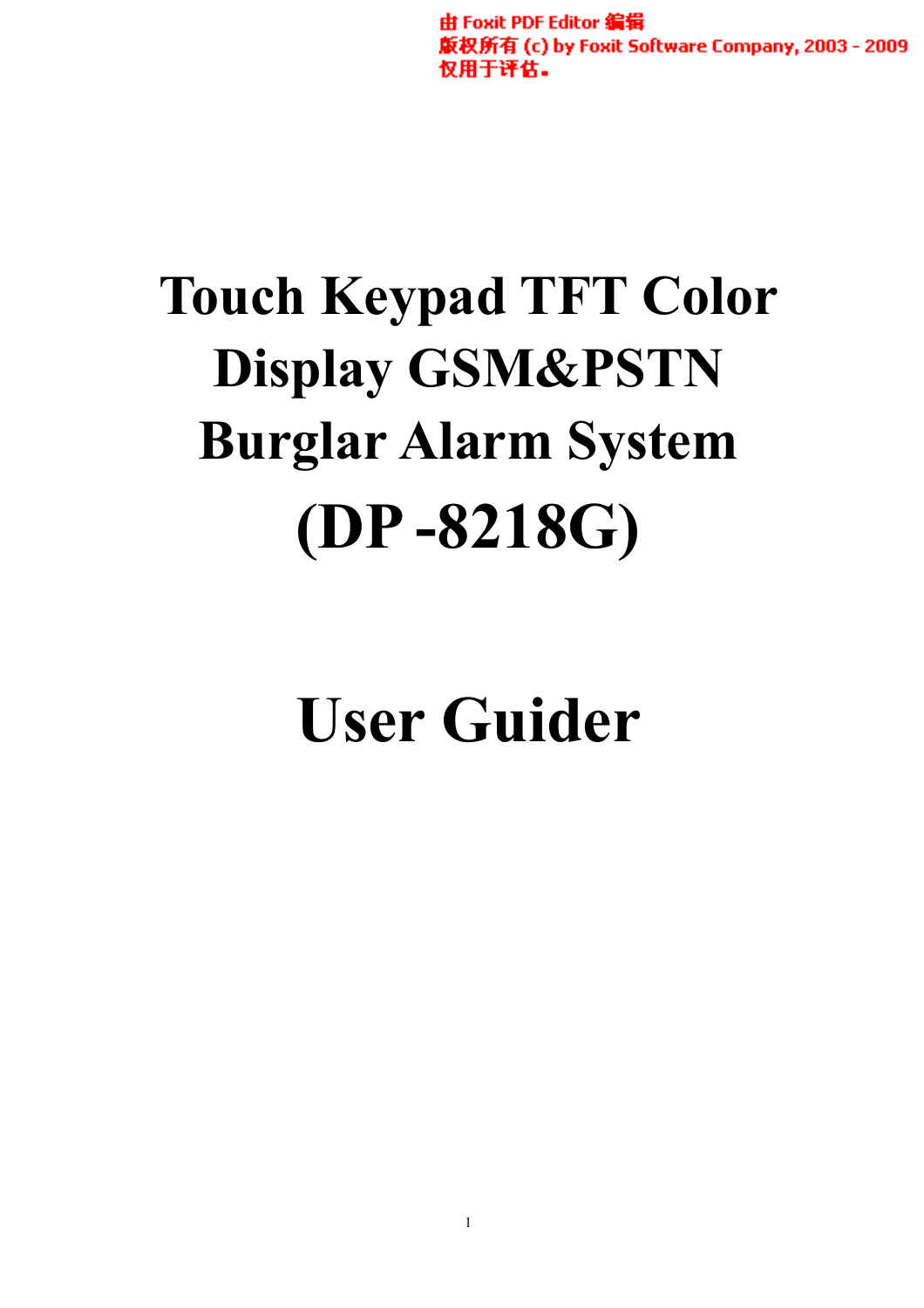# Touch Keypad TFT Color Display GSM&PSTN Burglar Alarm System (DP -8218G)

# User Guider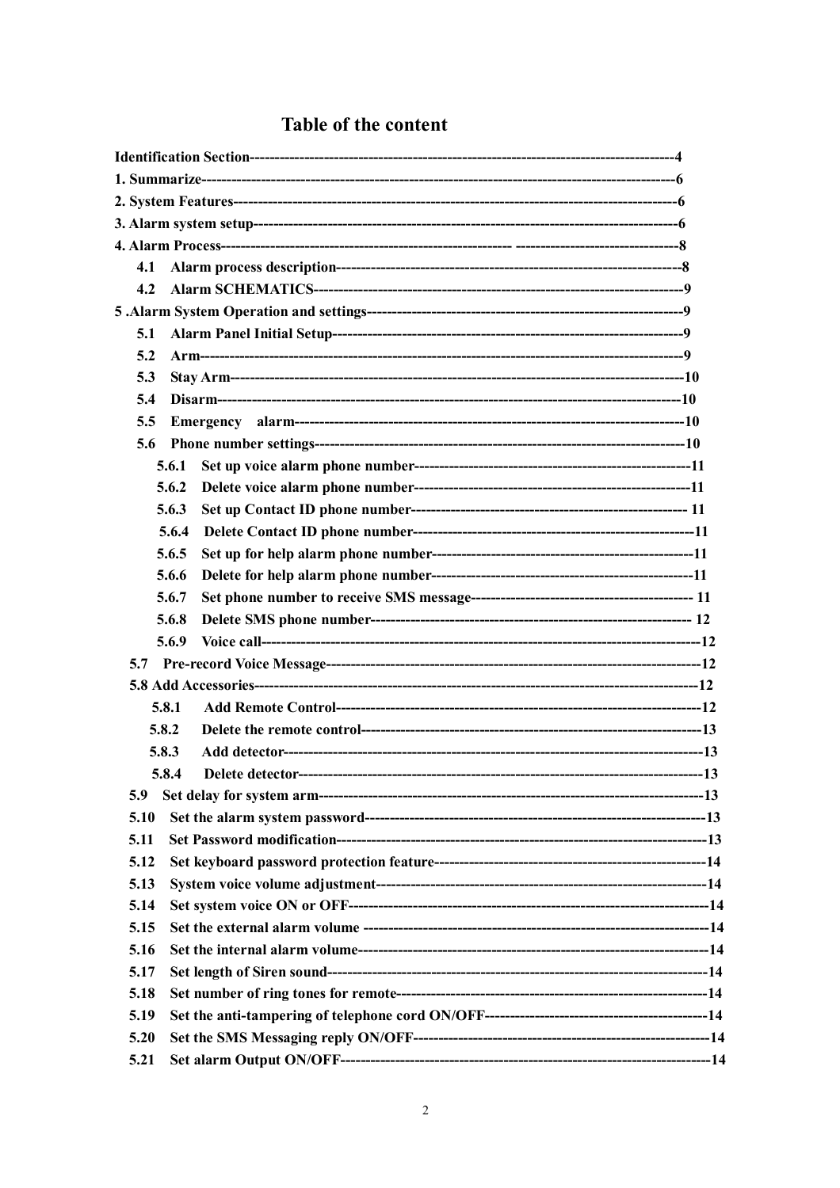# Table of the content

**Identification Section**------------------------------------------------------------------------------------4

**1. Summarize**--------------------------------------------------------------------------------------------6

**2. System Features**-------------------------------------------------------------------------------------6

**3. Alarm system setup**-------------------------------------------------------------------------------6

**4. Alarm Process**-------------------------------------------------------- ---------------------------------8

- **4.1 Alarm process description**------------------------------------------------------------------8
- **4.2 Alarm SCHEMATICS**------------------------------------------------------------------------9

**5 .Alarm System Operation and settings**-------------------------------------------------------9

- **5.1 Alarm Panel Initial Setup**------------------------------------------------------------------9
- **5.2 Arm**-------------------------------------------------------------------------------------------9
- **5.3 Stay Arm**-----------------------------------------------------------------------------------10
- **5.4 Disarm**-------------------------------------------------------------------------------------10
- **5.5 Emergency alarm**---------------------------------------------------------------------------10
- **5.6 Phone number settings**--------------------------------------------------------------------10
  - **5.6.1 Set up voice alarm phone number**-----------------------------------------------------11
  - **5.6.2 Delete voice alarm phone number**-----------------------------------------------------11
  - **5.6.3 Set up Contact ID phone number**------------------------------------------------------ 11
  - **5.6.4 Delete Contact ID phone number**-------------------------------------------------------11
  - **5.6.5 Set up for help alarm phone number**--------------------------------------------------11
  - **5.6.6 Delete for help alarm phone number**--------------------------------------------------11
  - **5.6.7 Set phone number to receive SMS message**---------------------------------------- 11
  - **5.6.8 Delete SMS phone number**------------------------------------------------------------- 12
  - **5.6.9 Voice call**-------------------------------------------------------------------------------12
- **5.7 Pre-record Voice Message**----------------------------------------------------------------12
- **5.8 Add Accessories**--------------------------------------------------------------------------12
  - **5.8.1 Add Remote Control**-------------------------------------------------------------------12
  - **5.8.2 Delete the remote control**-------------------------------------------------------------13
  - **5.8.3 Add detector**---------------------------------------------------------------------------13
  - **5.8.4 Delete detector**------------------------------------------------------------------------13
- **5.9 Set delay for system arm**-------------------------------------------------------------------13
- **5.10 Set the alarm system password**------------------------------------------------------------13
- **5.11 Set Password modification**----------------------------------------------------------------13
- **5.12 Set keyboard password protection feature**-----------------------------------------------14
- **5.13 System voice volume adjustment**----------------------------------------------------------14
- **5.14 Set system voice ON or OFF**---------------------------------------------------------------14
- **5.15 Set the external alarm volume** ----------------------------------------------------------------14
- **5.16 Set the internal alarm volume**--------------------------------------------------------------14
- **5.17 Set length of Siren sound**------------------------------------------------------------------14
- **5.18 Set number of ring tones for remote**-------------------------------------------------------14
- **5.19 Set the anti-tampering of telephone cord ON/OFF**-------------------------------------14
- **5.20 Set the SMS Messaging reply ON/OFF**----------------------------------------------------14
- **5.21 Set alarm Output ON/OFF**-----------------------------------------------------------------14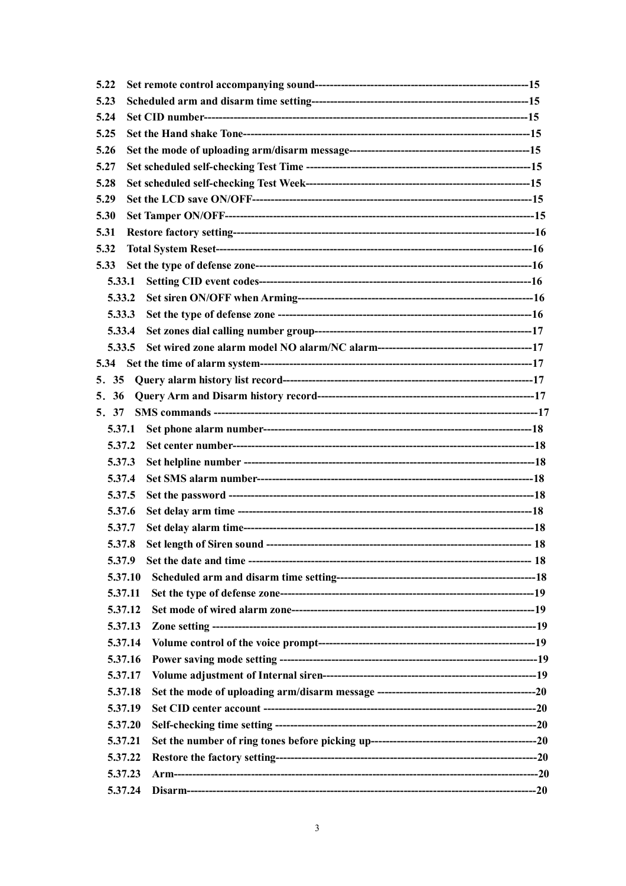5.22 Set remote control accompanying sound---------------------------------------------------------15
5.23 Scheduled arm and disarm time setting----------------------------------------------------------15
5.24 Set CID number------------------------------------------------------------------------------------15
5.25 Set the Hand shake Tone-----------------------------------------------------------------------------15
5.26 Set the mode of uploading arm/disarm message-------------------------------------------------15
5.27 Set scheduled self-checking Test Time ------------------------------------------------------------15
5.28 Set scheduled self-checking Test Week------------------------------------------------------------15
5.29 Set the LCD save ON/OFF---------------------------------------------------------------------------15
5.30 Set Tamper ON/OFF----------------------------------------------------------------------------------15
5.31 Restore factory setting-------------------------------------------------------------------------------16
5.32 Total System Reset-----------------------------------------------------------------------------------16
5.33 Set the type of defense zone------------------------------------------------------------------------16
 5.33.1 Setting CID event codes-----------------------------------------------------------------------16
 5.33.2 Set siren ON/OFF when Arming---------------------------------------------------------------16
 5.33.3 Set the type of defense zone ------------------------------------------------------------------16
 5.33.4 Set zones dial calling number group----------------------------------------------------------17
 5.33.5 Set wired zone alarm model NO alarm/NC alarm------------------------------------------17
5.34 Set the time of alarm system------------------------------------------------------------------------17
5．35 Query alarm history list record-------------------------------------------------------------------17
5．36 Query Arm and Disarm history record------------------------------------------------------------17
5．37 SMS commands --------------------------------------------------------------------------------------17
 5.37.1 Set phone alarm number-----------------------------------------------------------------------18
 5.37.2 Set center number-------------------------------------------------------------------------------18
 5.37.3 Set helpline number ----------------------------------------------------------------------------18
 5.37.4 Set SMS alarm number-------------------------------------------------------------------------18
 5.37.5 Set the password --------------------------------------------------------------------------------18
 5.37.6 Set delay arm time ------------------------------------------------------------------------------18
 5.37.7 Set delay alarm time-----------------------------------------------------------------------------18
 5.37.8 Set length of Siren sound ---------------------------------------------------------------------- 18
 5.37.9 Set the date and time --------------------------------------------------------------------------- 18
 5.37.10 Scheduled arm and disarm time setting-----------------------------------------------------18
 5.37.11 Set the type of defense zone------------------------------------------------------------------19
 5.37.12 Set mode of wired alarm zone-----------------------------------------------------------------19
 5.37.13 Zone setting --------------------------------------------------------------------------------------19
 5.37.14 Volume control of the voice prompt----------------------------------------------------------19
 5.37.16 Power saving mode setting -------------------------------------------------------------------19
 5.37.17 Volume adjustment of Internal siren---------------------------------------------------------19
 5.37.18 Set the mode of uploading arm/disarm message ------------------------------------------20
 5.37.19 Set CID center account -----------------------------------------------------------------------20
 5.37.20 Self-checking time setting --------------------------------------------------------------------20
 5.37.21 Set the number of ring tones before picking up--------------------------------------------20
 5.37.22 Restore the factory setting---------------------------------------------------------------------20
 5.37.23 Arm-------------------------------------------------------------------------------------------------20
 5.37.24 Disarm----------------------------------------------------------------------------------------------20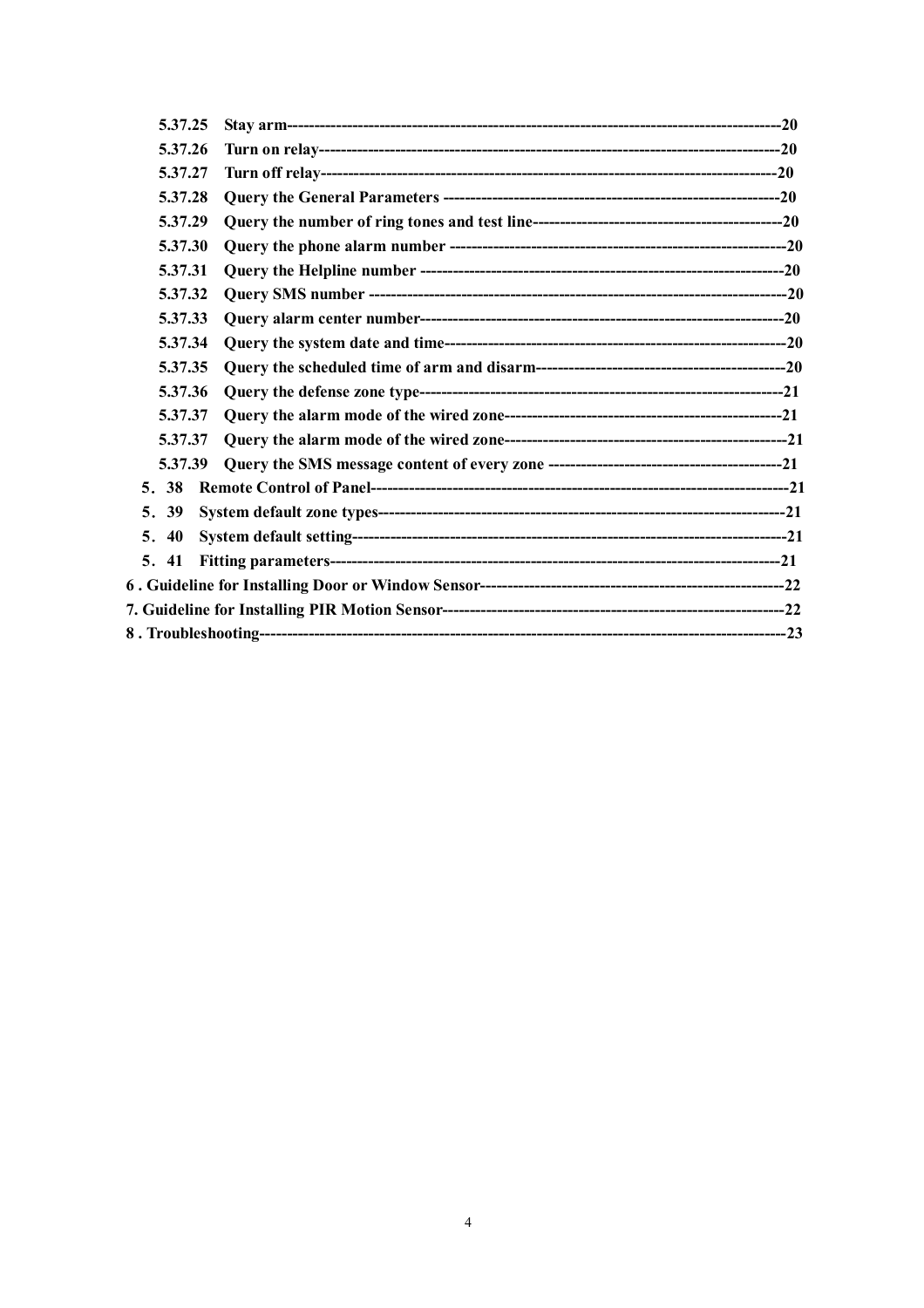5.37.25 Stay arm----------------------------------------------------------------------------------------20
5.37.26 Turn on relay-----------------------------------------------------------------------------------20
5.37.27 Turn off relay-----------------------------------------------------------------------------------20
5.37.28 Query the General Parameters -------------------------------------------------------------20
5.37.29 Query the number of ring tones and test line----------------------------------------------20
5.37.30 Query the phone alarm number -------------------------------------------------------------20
5.37.31 Query the Helpline number -----------------------------------------------------------------20
5.37.32 Query SMS number ---------------------------------------------------------------------------20
5.37.33 Query alarm center number------------------------------------------------------------------20
5.37.34 Query the system date and time--------------------------------------------------------------20
5.37.35 Query the scheduled time of arm and disarm----------------------------------------------20
5.37.36 Query the defense zone type------------------------------------------------------------------21
5.37.37 Query the alarm mode of the wired zone---------------------------------------------------21
5.37.37 Query the alarm mode of the wired zone---------------------------------------------------21
5.37.39 Query the SMS message content of every zone ------------------------------------------21
5．38 Remote Control of Panel-----------------------------------------------------------------------21
5．39 System default zone types----------------------------------------------------------------------21
5．40 System default setting---------------------------------------------------------------------------21
5．41 Fitting parameters--------------------------------------------------------------------------------21
6 . Guideline for Installing Door or Window Sensor--------------------------------------------------------22
7. Guideline for Installing PIR Motion Sensor-------------------------------------------------------------22
8 . Troubleshooting---------------------------------------------------------------------------------------------23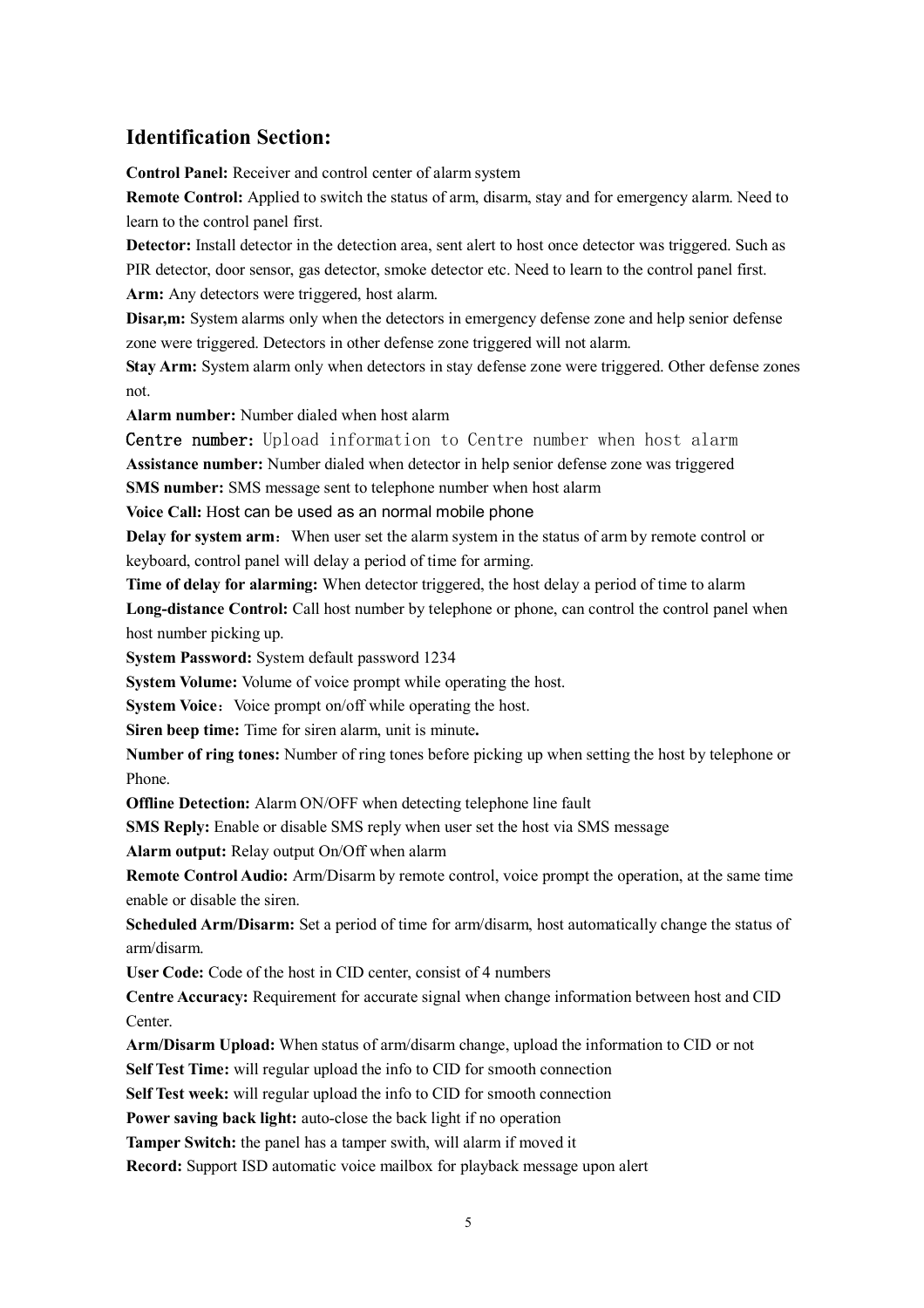## Identification Section:

**Control Panel:** Receiver and control center of alarm system

**Remote Control:** Applied to switch the status of arm, disarm, stay and for emergency alarm. Need to learn to the control panel first.

**Detector:** Install detector in the detection area, sent alert to host once detector was triggered. Such as PIR detector, door sensor, gas detector, smoke detector etc. Need to learn to the control panel first.

**Arm:** Any detectors were triggered, host alarm.

**Disar,m:** System alarms only when the detectors in emergency defense zone and help senior defense zone were triggered. Detectors in other defense zone triggered will not alarm.

**Stay Arm:** System alarm only when detectors in stay defense zone were triggered. Other defense zones not.

**Alarm number:** Number dialed when host alarm

**Centre number:** Upload information to Centre number when host alarm

**Assistance number:** Number dialed when detector in help senior defense zone was triggered

**SMS number:** SMS message sent to telephone number when host alarm

**Voice Call:** Host can be used as an normal mobile phone

**Delay for system arm**: When user set the alarm system in the status of arm by remote control or keyboard, control panel will delay a period of time for arming.

**Time of delay for alarming:** When detector triggered, the host delay a period of time to alarm

**Long-distance Control:** Call host number by telephone or phone, can control the control panel when host number picking up.

**System Password:** System default password 1234

**System Volume:** Volume of voice prompt while operating the host.

**System Voice**: Voice prompt on/off while operating the host.

**Siren beep time:** Time for siren alarm, unit is minute**.**

**Number of ring tones:** Number of ring tones before picking up when setting the host by telephone or Phone.

**Offline Detection:** Alarm ON/OFF when detecting telephone line fault

**SMS Reply:** Enable or disable SMS reply when user set the host via SMS message

**Alarm output:** Relay output On/Off when alarm

**Remote Control Audio:** Arm/Disarm by remote control, voice prompt the operation, at the same time enable or disable the siren.

**Scheduled Arm/Disarm:** Set a period of time for arm/disarm, host automatically change the status of arm/disarm.

**User Code:** Code of the host in CID center, consist of 4 numbers

**Centre Accuracy:** Requirement for accurate signal when change information between host and CID Center.

**Arm/Disarm Upload:** When status of arm/disarm change, upload the information to CID or not

**Self Test Time:** will regular upload the info to CID for smooth connection

**Self Test week:** will regular upload the info to CID for smooth connection

**Power saving back light:** auto-close the back light if no operation

**Tamper Switch:** the panel has a tamper swith, will alarm if moved it

**Record:** Support ISD automatic voice mailbox for playback message upon alert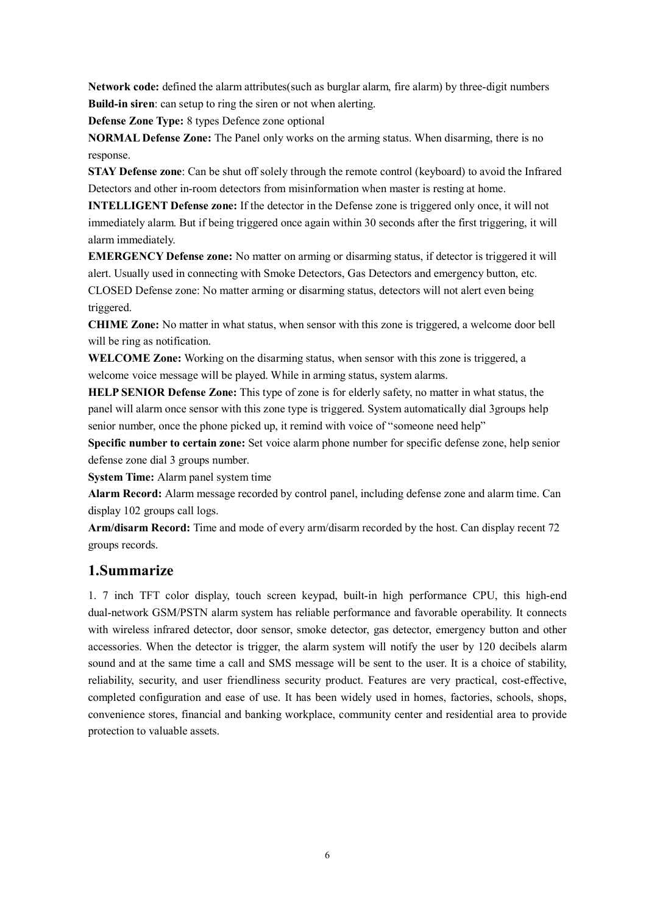**Network code:** defined the alarm attributes(such as burglar alarm, fire alarm) by three-digit numbers

**Build-in siren**: can setup to ring the siren or not when alerting.

**Defense Zone Type:** 8 types Defence zone optional

**NORMAL Defense Zone:** The Panel only works on the arming status. When disarming, there is no response.

**STAY Defense zone**: Can be shut off solely through the remote control (keyboard) to avoid the Infrared Detectors and other in-room detectors from misinformation when master is resting at home.

**INTELLIGENT Defense zone:** If the detector in the Defense zone is triggered only once, it will not immediately alarm. But if being triggered once again within 30 seconds after the first triggering, it will alarm immediately.

**EMERGENCY Defense zone:** No matter on arming or disarming status, if detector is triggered it will alert. Usually used in connecting with Smoke Detectors, Gas Detectors and emergency button, etc.

CLOSED Defense zone: No matter arming or disarming status, detectors will not alert even being triggered.

**CHIME Zone:** No matter in what status, when sensor with this zone is triggered, a welcome door bell will be ring as notification.

**WELCOME Zone:** Working on the disarming status, when sensor with this zone is triggered, a welcome voice message will be played. While in arming status, system alarms.

**HELP SENIOR Defense Zone:** This type of zone is for elderly safety, no matter in what status, the panel will alarm once sensor with this zone type is triggered. System automatically dial 3groups help senior number, once the phone picked up, it remind with voice of "someone need help"

**Specific number to certain zone:** Set voice alarm phone number for specific defense zone, help senior defense zone dial 3 groups number.

**System Time:** Alarm panel system time

**Alarm Record:** Alarm message recorded by control panel, including defense zone and alarm time. Can display 102 groups call logs.

**Arm/disarm Record:** Time and mode of every arm/disarm recorded by the host. Can display recent 72 groups records.

## 1.Summarize

1. 7 inch TFT color display, touch screen keypad, built-in high performance CPU, this high-end dual-network GSM/PSTN alarm system has reliable performance and favorable operability. It connects with wireless infrared detector, door sensor, smoke detector, gas detector, emergency button and other accessories. When the detector is trigger, the alarm system will notify the user by 120 decibels alarm sound and at the same time a call and SMS message will be sent to the user. It is a choice of stability, reliability, security, and user friendliness security product. Features are very practical, cost-effective, completed configuration and ease of use. It has been widely used in homes, factories, schools, shops, convenience stores, financial and banking workplace, community center and residential area to provide protection to valuable assets.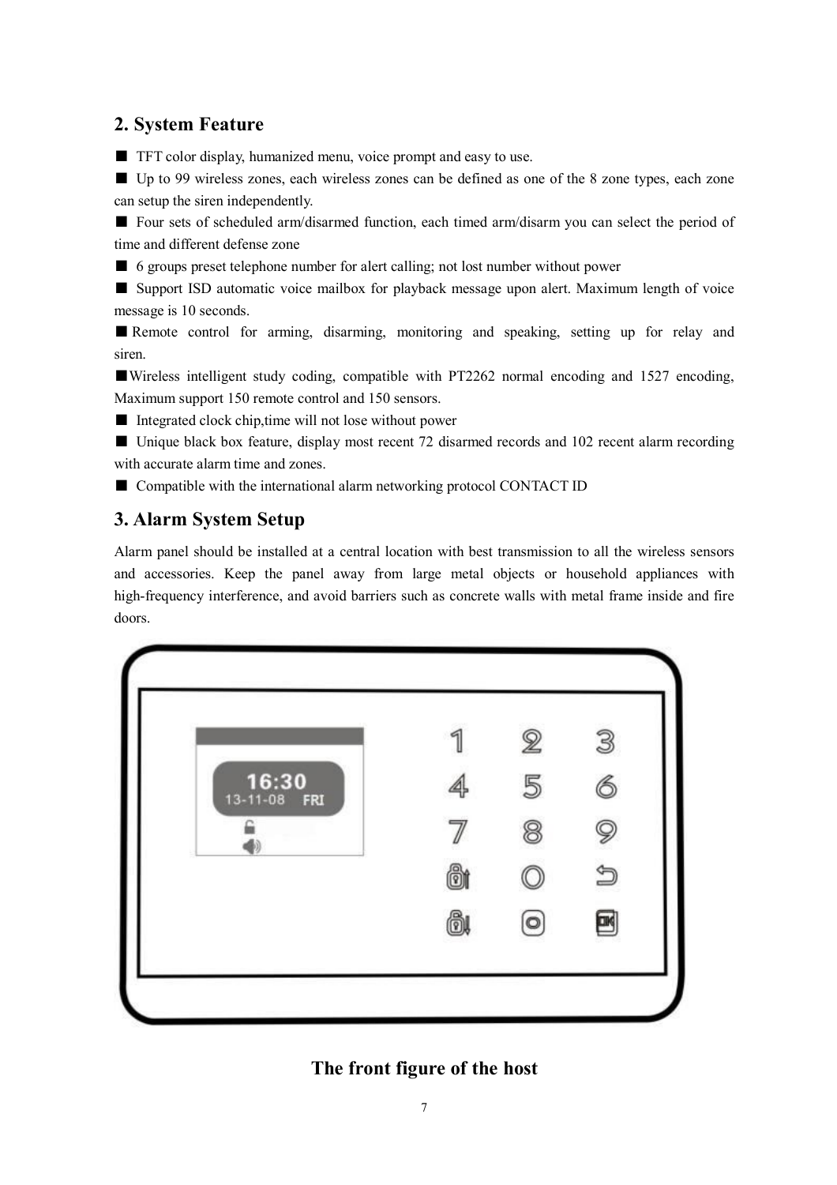## 2. System Feature

- TFT color display, humanized menu, voice prompt and easy to use.
- Up to 99 wireless zones, each wireless zones can be defined as one of the 8 zone types, each zone can setup the siren independently.
- Four sets of scheduled arm/disarmed function, each timed arm/disarm you can select the period of time and different defense zone
- 6 groups preset telephone number for alert calling; not lost number without power
- Support ISD automatic voice mailbox for playback message upon alert. Maximum length of voice message is 10 seconds.
- Remote control for arming, disarming, monitoring and speaking, setting up for relay and siren.
- Wireless intelligent study coding, compatible with PT2262 normal encoding and 1527 encoding, Maximum support 150 remote control and 150 sensors.
- Integrated clock chip,time will not lose without power
- Unique black box feature, display most recent 72 disarmed records and 102 recent alarm recording with accurate alarm time and zones.
- Compatible with the international alarm networking protocol CONTACT ID

## 3. Alarm System Setup

Alarm panel should be installed at a central location with best transmission to all the wireless sensors and accessories. Keep the panel away from large metal objects or household appliances with high-frequency interference, and avoid barriers such as concrete walls with metal frame inside and fire doors.

**The front figure of the host**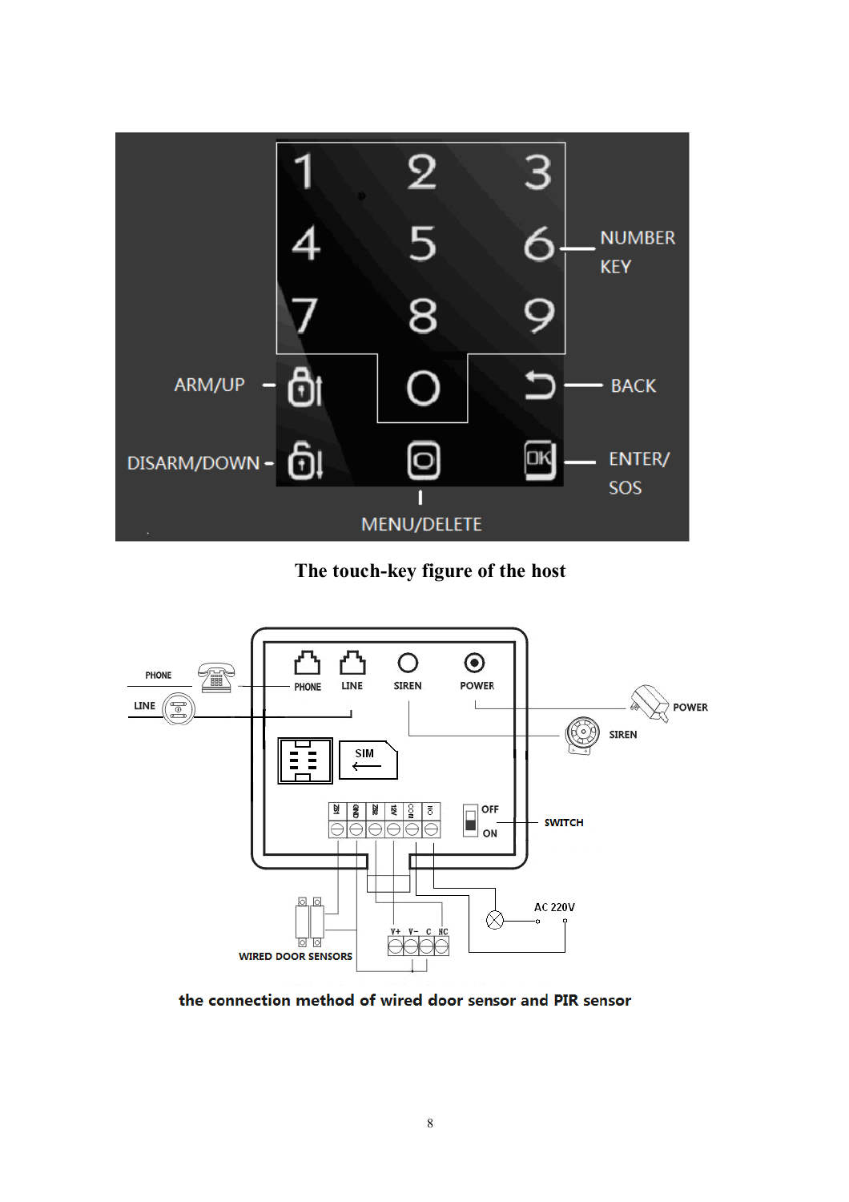The touch-key figure of the host

the connection method of wired door sensor and PIR sensor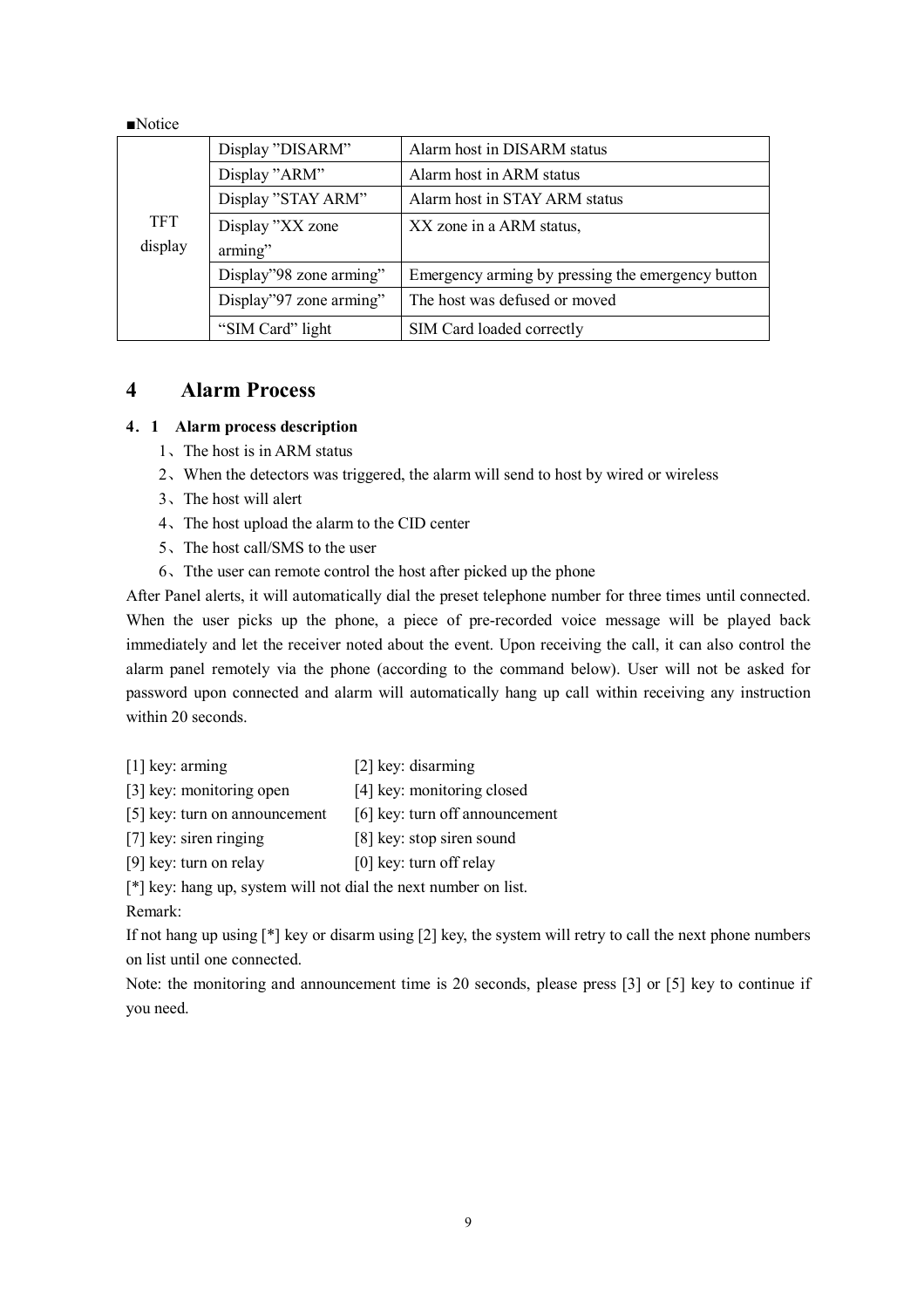■Notice

| | | |
|---|---|---|
| TFT display | Display "DISARM" | Alarm host in DISARM status |
| | Display "ARM" | Alarm host in ARM status |
| | Display "STAY ARM" | Alarm host in STAY ARM status |
| | Display "XX zone arming" | XX zone in a ARM status, |
| | Display"98 zone arming" | Emergency arming by pressing the emergency button |
| | Display"97 zone arming" | The host was defused or moved |
| | "SIM Card" light | SIM Card loaded correctly |

# 4 Alarm Process

## 4.1 Alarm process description

1、The host is in ARM status

2、When the detectors was triggered, the alarm will send to host by wired or wireless

3、The host will alert

4、The host upload the alarm to the CID center

5、The host call/SMS to the user

6、Tthe user can remote control the host after picked up the phone

After Panel alerts, it will automatically dial the preset telephone number for three times until connected. When the user picks up the phone, a piece of pre-recorded voice message will be played back immediately and let the receiver noted about the event. Upon receiving the call, it can also control the alarm panel remotely via the phone (according to the command below). User will not be asked for password upon connected and alarm will automatically hang up call within receiving any instruction within 20 seconds.

[1] key: arming　　[2] key: disarming

[3] key: monitoring open　　[4] key: monitoring closed

[5] key: turn on announcement　　[6] key: turn off announcement

[7] key: siren ringing　　[8] key: stop siren sound

[9] key: turn on relay　　[0] key: turn off relay

[*] key: hang up, system will not dial the next number on list.

Remark:

If not hang up using [*] key or disarm using [2] key, the system will retry to call the next phone numbers on list until one connected.

Note: the monitoring and announcement time is 20 seconds, please press [3] or [5] key to continue if you need.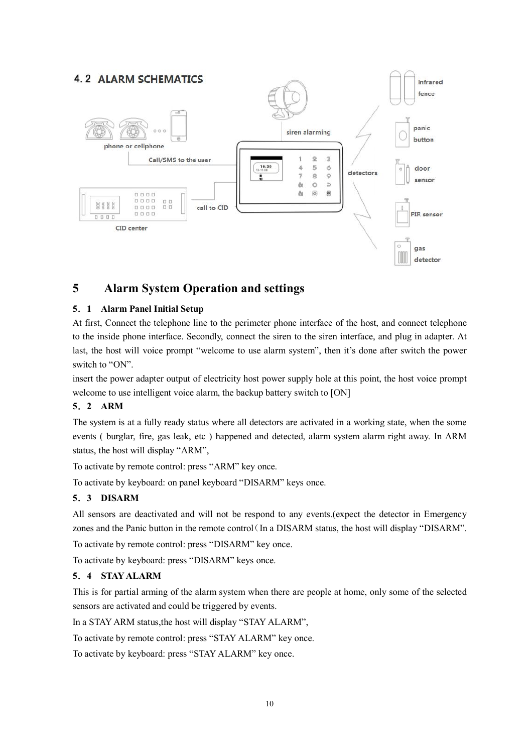## 4. 2 ALARM SCHEMATICS

# 5 Alarm System Operation and settings

### 5．1 Alarm Panel Initial Setup

At first, Connect the telephone line to the perimeter phone interface of the host, and connect telephone to the inside phone interface. Secondly, connect the siren to the siren interface, and plug in adapter. At last, the host will voice prompt "welcome to use alarm system", then it's done after switch the power switch to "ON".

insert the power adapter output of electricity host power supply hole at this point, the host voice prompt welcome to use intelligent voice alarm, the backup battery switch to [ON]

### 5．2 ARM

The system is at a fully ready status where all detectors are activated in a working state, when the some events ( burglar, fire, gas leak, etc ) happened and detected, alarm system alarm right away. In ARM status, the host will display "ARM",

To activate by remote control: press "ARM" key once.

To activate by keyboard: on panel keyboard "DISARM" keys once.

### 5．3 DISARM

All sensors are deactivated and will not be respond to any events.(expect the detector in Emergency zones and the Panic button in the remote control（In a DISARM status, the host will display "DISARM".

To activate by remote control: press "DISARM" key once.

To activate by keyboard: press "DISARM" keys once.

### 5．4 STAY ALARM

This is for partial arming of the alarm system when there are people at home, only some of the selected sensors are activated and could be triggered by events.

In a STAY ARM status,the host will display "STAY ALARM",

To activate by remote control: press "STAY ALARM" key once.

To activate by keyboard: press "STAY ALARM" key once.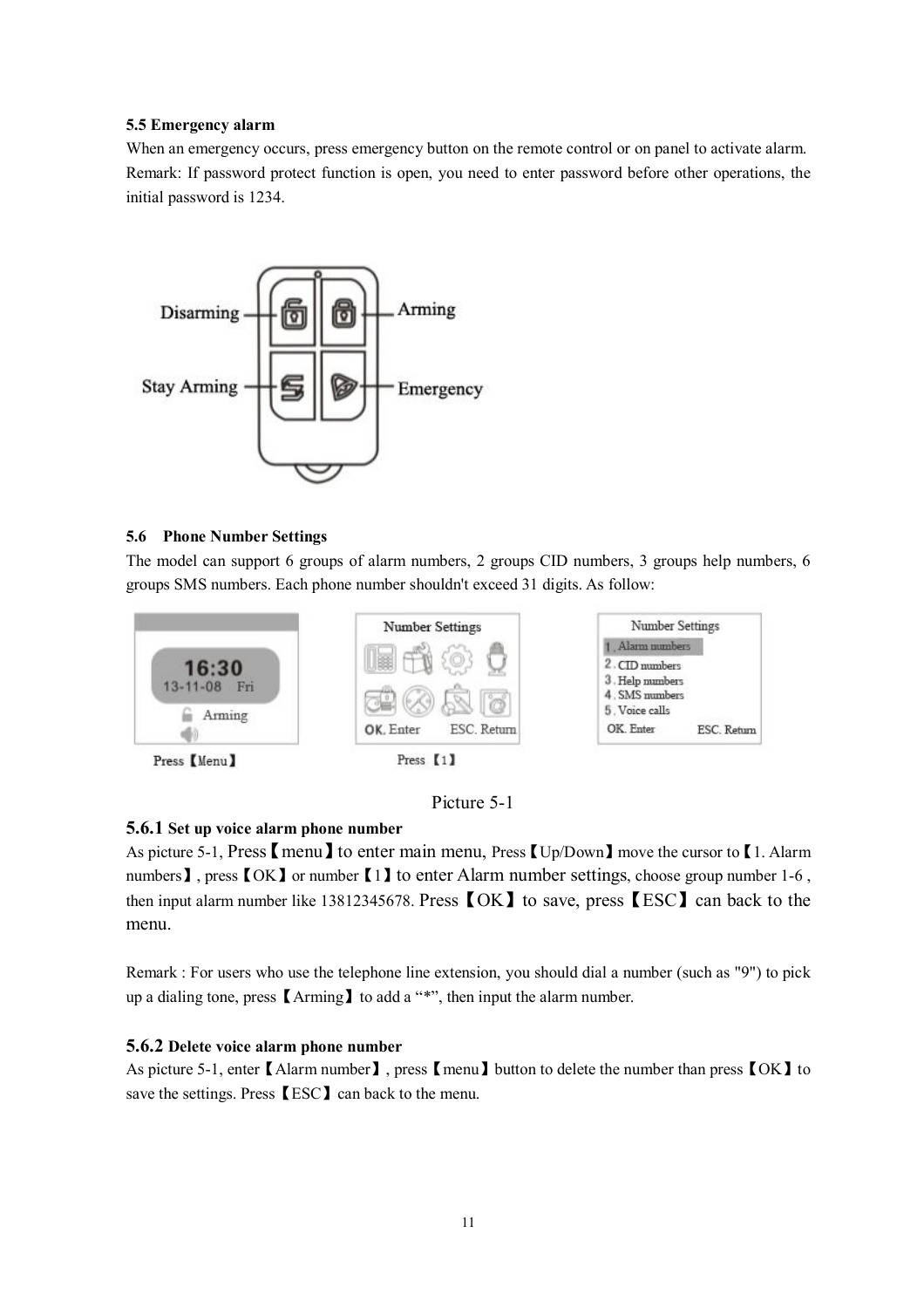**5.5 Emergency alarm**

When an emergency occurs, press emergency button on the remote control or on panel to activate alarm.
Remark: If password protect function is open, you need to enter password before other operations, the initial password is 1234.

**5.6 Phone Number Settings**

The model can support 6 groups of alarm numbers, 2 groups CID numbers, 3 groups help numbers, 6 groups SMS numbers. Each phone number shouldn't exceed 31 digits. As follow:

Picture 5-1

**5.6.1 Set up voice alarm phone number**

As picture 5-1, Press【menu】to enter main menu, Press【Up/Down】move the cursor to【1. Alarm numbers】, press【OK】or number【1】to enter Alarm number settings, choose group number 1-6 , then input alarm number like 13812345678. Press【OK】to save, press【ESC】can back to the menu.

Remark : For users who use the telephone line extension, you should dial a number (such as "9") to pick up a dialing tone, press【Arming】to add a "*", then input the alarm number.

**5.6.2 Delete voice alarm phone number**

As picture 5-1, enter【Alarm number】, press【menu】button to delete the number than press【OK】to save the settings. Press【ESC】can back to the menu.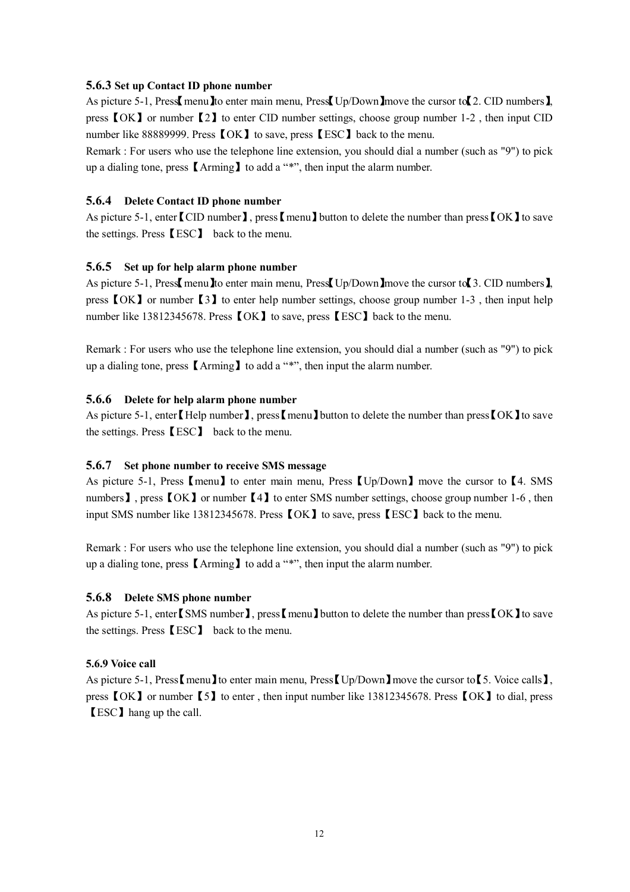### 5.6.3 Set up Contact ID phone number

As picture 5-1, Press【menu】to enter main menu, Press【Up/Down】move the cursor to【2. CID numbers】, press【OK】or number【2】to enter CID number settings, choose group number 1-2 , then input CID number like 88889999. Press【OK】to save, press【ESC】back to the menu.

Remark : For users who use the telephone line extension, you should dial a number (such as "9") to pick up a dialing tone, press【Arming】to add a "*", then input the alarm number.

### 5.6.4 Delete Contact ID phone number

As picture 5-1, enter【CID number】, press【menu】button to delete the number than press【OK】to save the settings. Press【ESC】 back to the menu.

### 5.6.5 Set up for help alarm phone number

As picture 5-1, Press【menu】to enter main menu, Press【Up/Down】move the cursor to【3. CID numbers】, press【OK】or number【3】to enter help number settings, choose group number 1-3 , then input help number like 13812345678. Press【OK】to save, press【ESC】back to the menu.

Remark : For users who use the telephone line extension, you should dial a number (such as "9") to pick up a dialing tone, press【Arming】to add a "*", then input the alarm number.

### 5.6.6 Delete for help alarm phone number

As picture 5-1, enter【Help number】, press【menu】button to delete the number than press【OK】to save the settings. Press【ESC】 back to the menu.

### 5.6.7 Set phone number to receive SMS message

As picture 5-1, Press【menu】to enter main menu, Press【Up/Down】move the cursor to【4. SMS numbers】, press【OK】or number【4】to enter SMS number settings, choose group number 1-6 , then input SMS number like 13812345678. Press【OK】to save, press【ESC】back to the menu.

Remark : For users who use the telephone line extension, you should dial a number (such as "9") to pick up a dialing tone, press【Arming】to add a "*", then input the alarm number.

### 5.6.8 Delete SMS phone number

As picture 5-1, enter【SMS number】, press【menu】button to delete the number than press【OK】to save the settings. Press【ESC】 back to the menu.

### 5.6.9 Voice call

As picture 5-1, Press【menu】to enter main menu, Press【Up/Down】move the cursor to【5. Voice calls】, press【OK】or number【5】to enter , then input number like 13812345678. Press【OK】to dial, press【ESC】hang up the call.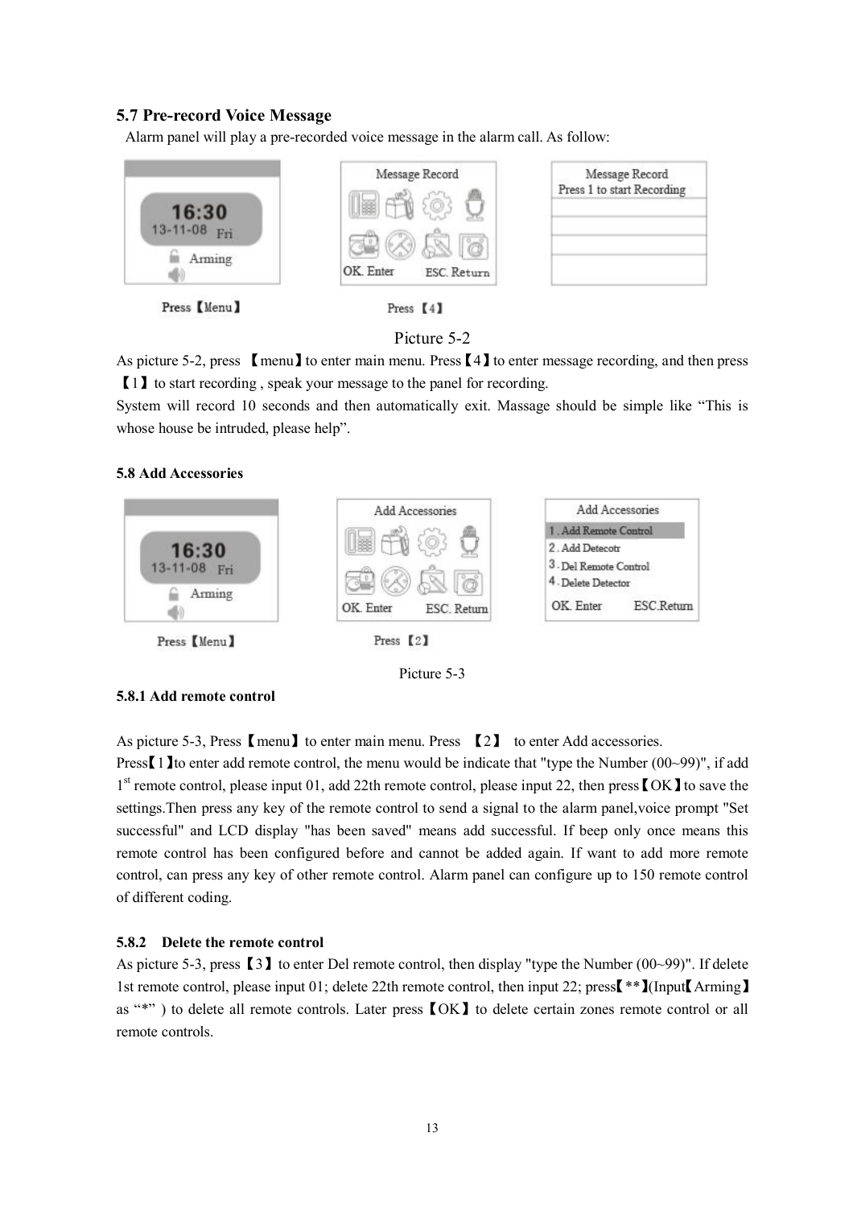## 5.7 Pre-record Voice Message

Alarm panel will play a pre-recorded voice message in the alarm call. As follow:

Press【Menu】 Press【4】

Picture 5-2

As picture 5-2, press 【menu】to enter main menu. Press【4】to enter message recording, and then press【1】to start recording , speak your message to the panel for recording.

System will record 10 seconds and then automatically exit. Massage should be simple like "This is whose house be intruded, please help".

### 5.8 Add Accessories

Press【Menu】 Press【2】

Picture 5-3

#### 5.8.1 Add remote control

As picture 5-3, Press【menu】to enter main menu. Press 【2】 to enter Add accessories.

Press【1】to enter add remote control, the menu would be indicate that "type the Number (00~99)", if add 1st remote control, please input 01, add 22th remote control, please input 22, then press【OK】to save the settings.Then press any key of the remote control to send a signal to the alarm panel,voice prompt "Set successful" and LCD display "has been saved" means add successful. If beep only once means this remote control has been configured before and cannot be added again. If want to add more remote control, can press any key of other remote control. Alarm panel can configure up to 150 remote control of different coding.

#### 5.8.2 Delete the remote control

As picture 5-3, press【3】to enter Del remote control, then display "type the Number (00~99)". If delete 1st remote control, please input 01; delete 22th remote control, then input 22; press【**】(Input【Arming】as "*" ) to delete all remote controls. Later press【OK】to delete certain zones remote control or all remote controls.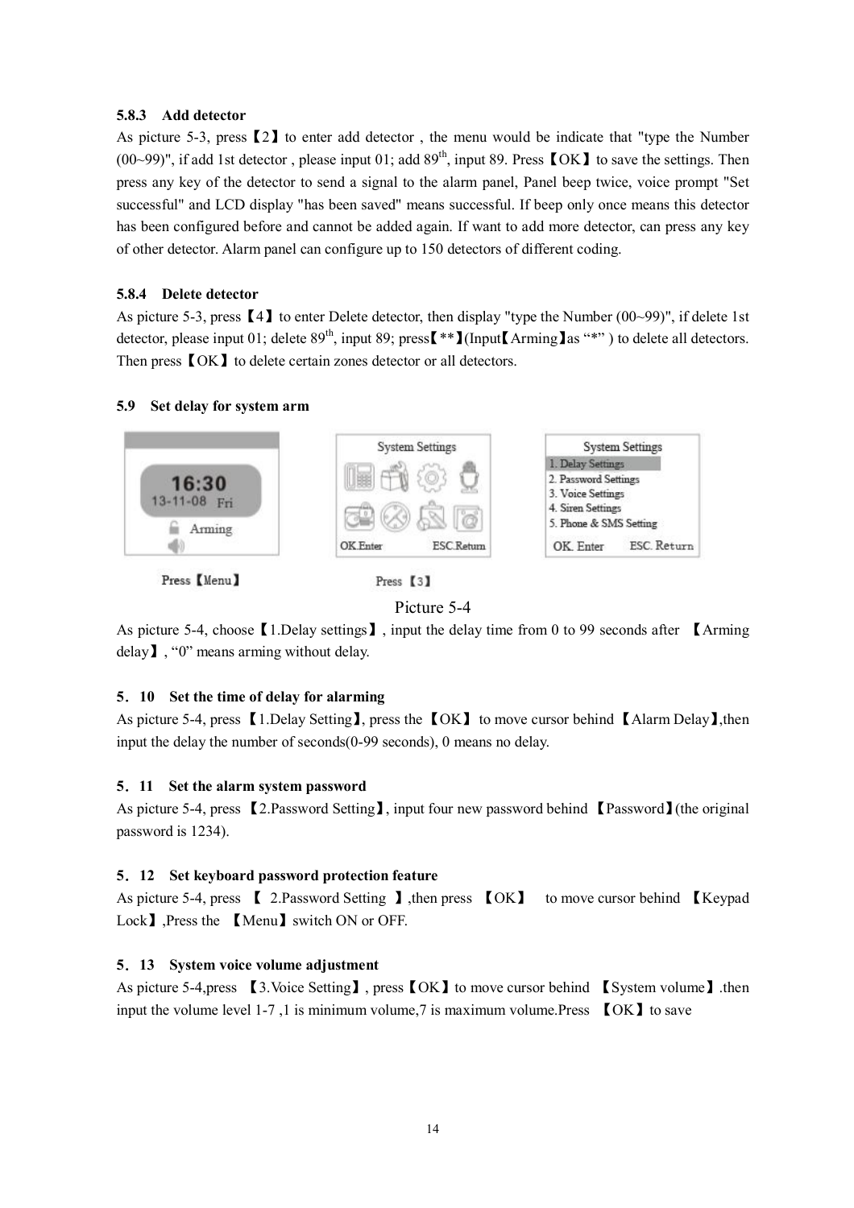### 5.8.3 Add detector

As picture 5-3, press【2】to enter add detector , the menu would be indicate that "type the Number (00~99)", if add 1st detector , please input 01; add 89th, input 89. Press【OK】to save the settings. Then press any key of the detector to send a signal to the alarm panel, Panel beep twice, voice prompt "Set successful" and LCD display "has been saved" means successful. If beep only once means this detector has been configured before and cannot be added again. If want to add more detector, can press any key of other detector. Alarm panel can configure up to 150 detectors of different coding.

### 5.8.4 Delete detector

As picture 5-3, press【4】to enter Delete detector, then display "type the Number (00~99)", if delete 1st detector, please input 01; delete 89th, input 89; press【**】(Input【Arming】as "*" ) to delete all detectors. Then press【OK】to delete certain zones detector or all detectors.

## 5.9 Set delay for system arm

16:30
13-11-08 Fri
Arming

Press【Menu】

System Settings

OK.Enter ESC.Return

Press【3】

System Settings
1. Delay Settings
2. Password Settings
3. Voice Settings
4. Siren Settings
5. Phone & SMS Setting
OK. Enter ESC. Return

Picture 5-4

As picture 5-4, choose【1.Delay settings】, input the delay time from 0 to 99 seconds after 【Arming delay】, "0" means arming without delay.

## 5．10 Set the time of delay for alarming

As picture 5-4, press【1.Delay Setting】, press the【OK】 to move cursor behind【Alarm Delay】,then input the delay the number of seconds(0-99 seconds), 0 means no delay.

## 5．11 Set the alarm system password

As picture 5-4, press 【2.Password Setting】, input four new password behind 【Password】(the original password is 1234).

## 5．12 Set keyboard password protection feature

As picture 5-4, press 【 2.Password Setting 】,then press 【OK】 to move cursor behind 【Keypad Lock】,Press the 【Menu】switch ON or OFF.

## 5．13 System voice volume adjustment

As picture 5-4,press 【3.Voice Setting】, press【OK】to move cursor behind 【System volume】.then input the volume level 1-7 ,1 is minimum volume,7 is maximum volume.Press 【OK】to save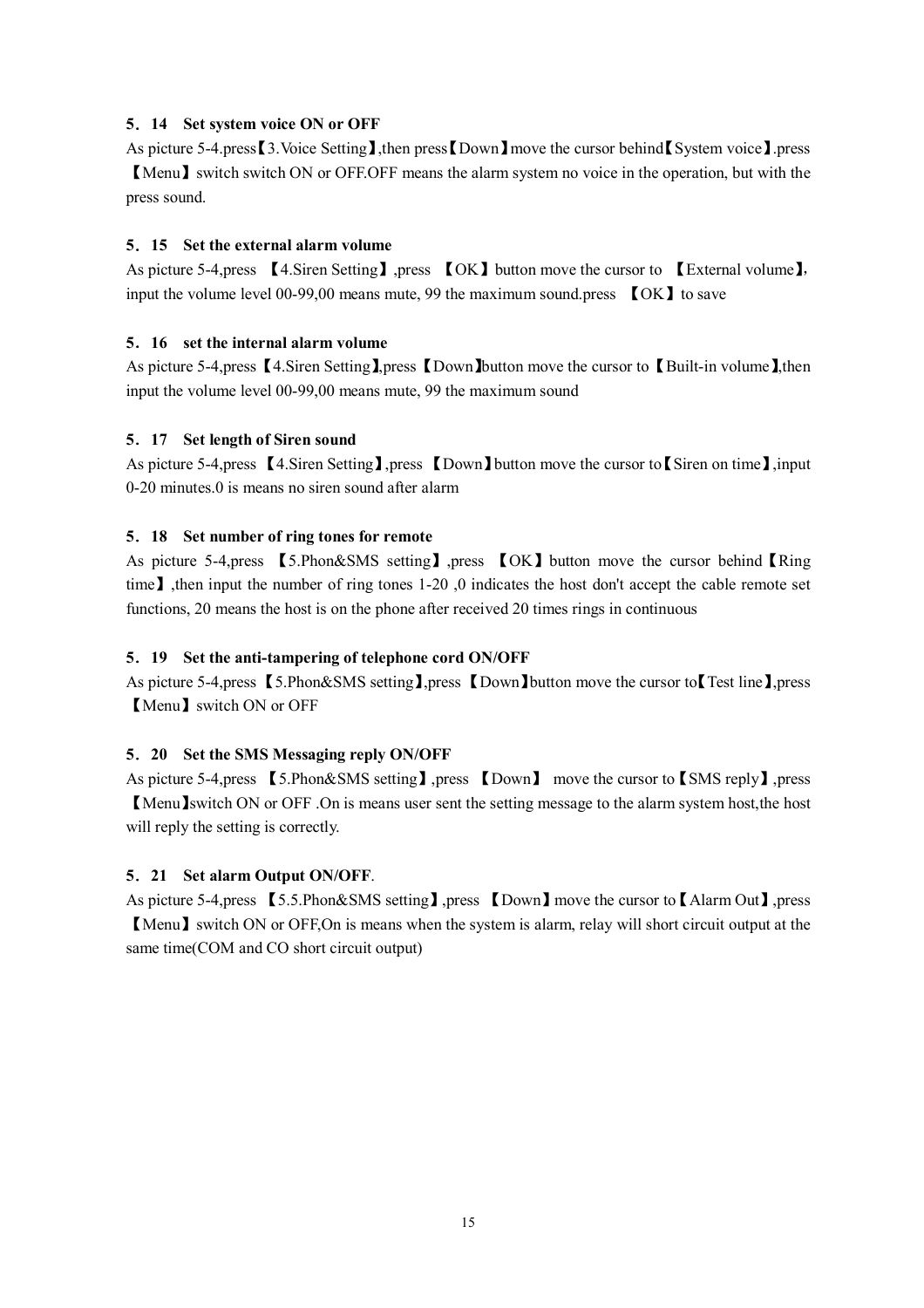### 5．14 Set system voice ON or OFF

As picture 5-4.press【3.Voice Setting】,then press【Down】move the cursor behind【System voice】.press【Menu】switch switch ON or OFF.OFF means the alarm system no voice in the operation, but with the press sound.

### 5．15 Set the external alarm volume

As picture 5-4,press 【4.Siren Setting】,press 【OK】button move the cursor to 【External volume】, input the volume level 00-99,00 means mute, 99 the maximum sound.press 【OK】to save

### 5．16 set the internal alarm volume

As picture 5-4,press【4.Siren Setting】,press【Down】button move the cursor to【Built-in volume】,then input the volume level 00-99,00 means mute, 99 the maximum sound

### 5．17 Set length of Siren sound

As picture 5-4,press 【4.Siren Setting】,press 【Down】button move the cursor to【Siren on time】,input 0-20 minutes.0 is means no siren sound after alarm

### 5．18 Set number of ring tones for remote

As picture 5-4,press 【5.Phon&SMS setting】,press 【OK】button move the cursor behind【Ring time】,then input the number of ring tones 1-20 ,0 indicates the host don't accept the cable remote set functions, 20 means the host is on the phone after received 20 times rings in continuous

### 5．19 Set the anti-tampering of telephone cord ON/OFF

As picture 5-4,press【5.Phon&SMS setting】,press【Down】button move the cursor to【Test line】,press【Menu】switch ON or OFF

### 5．20 Set the SMS Messaging reply ON/OFF

As picture 5-4,press 【5.Phon&SMS setting】,press 【Down】 move the cursor to【SMS reply】,press【Menu】switch ON or OFF .On is means user sent the setting message to the alarm system host,the host will reply the setting is correctly.

### 5．21 Set alarm Output ON/OFF.

As picture 5-4,press 【5.5.Phon&SMS setting】,press 【Down】move the cursor to【Alarm Out】,press【Menu】switch ON or OFF,On is means when the system is alarm, relay will short circuit output at the same time(COM and CO short circuit output)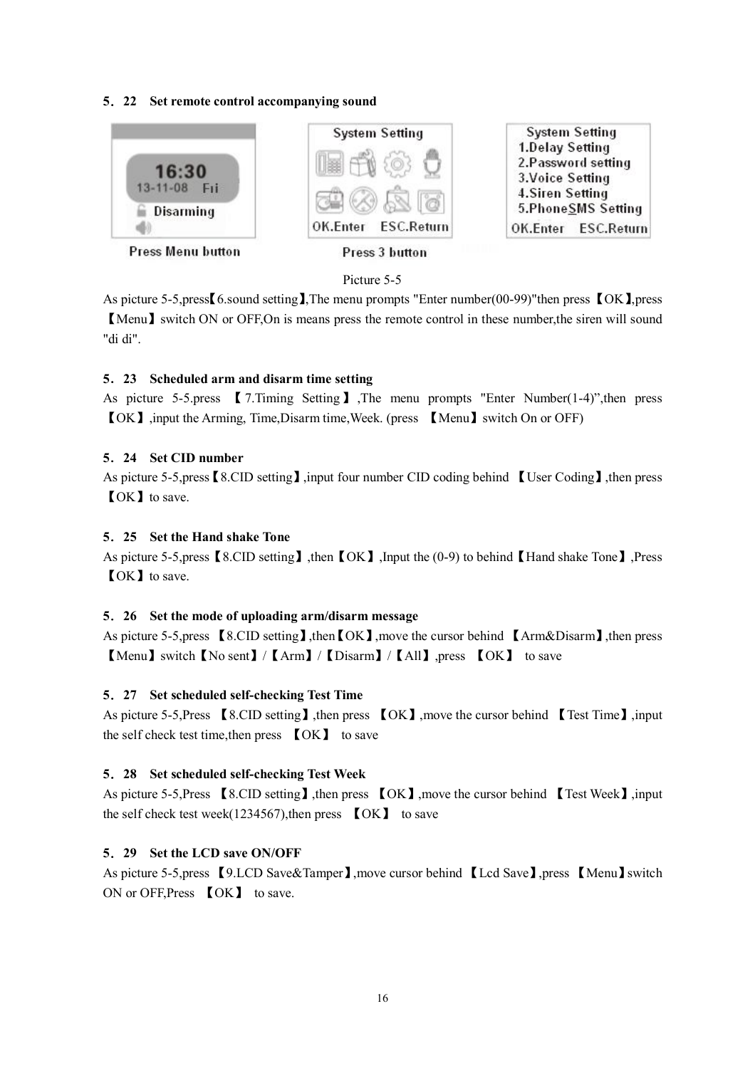## 5．22 Set remote control accompanying sound

Picture 5-5

As picture 5-5,press【6.sound setting】,The menu prompts "Enter number(00-99)"then press【OK】,press【Menu】switch ON or OFF,On is means press the remote control in these number,the siren will sound "di di".

## 5．23 Scheduled arm and disarm time setting

As picture 5-5.press 【7.Timing Setting】,The menu prompts "Enter Number(1-4)",then press【OK】,input the Arming, Time,Disarm time,Week. (press 【Menu】switch On or OFF)

## 5．24 Set CID number

As picture 5-5,press【8.CID setting】,input four number CID coding behind 【User Coding】,then press【OK】to save.

## 5．25 Set the Hand shake Tone

As picture 5-5,press【8.CID setting】,then【OK】,Input the (0-9) to behind【Hand shake Tone】,Press【OK】to save.

## 5．26 Set the mode of uploading arm/disarm message

As picture 5-5,press 【8.CID setting】,then【OK】,move the cursor behind 【Arm&Disarm】,then press【Menu】switch【No sent】/【Arm】/【Disarm】/【All】,press 【OK】 to save

## 5．27 Set scheduled self-checking Test Time

As picture 5-5,Press 【8.CID setting】,then press 【OK】,move the cursor behind 【Test Time】,input the self check test time,then press 【OK】 to save

## 5．28 Set scheduled self-checking Test Week

As picture 5-5,Press 【8.CID setting】,then press 【OK】,move the cursor behind 【Test Week】,input the self check test week(1234567),then press 【OK】 to save

## 5．29 Set the LCD save ON/OFF

As picture 5-5,press 【9.LCD Save&Tamper】,move cursor behind 【Lcd Save】,press 【Menu】switch ON or OFF,Press 【OK】 to save.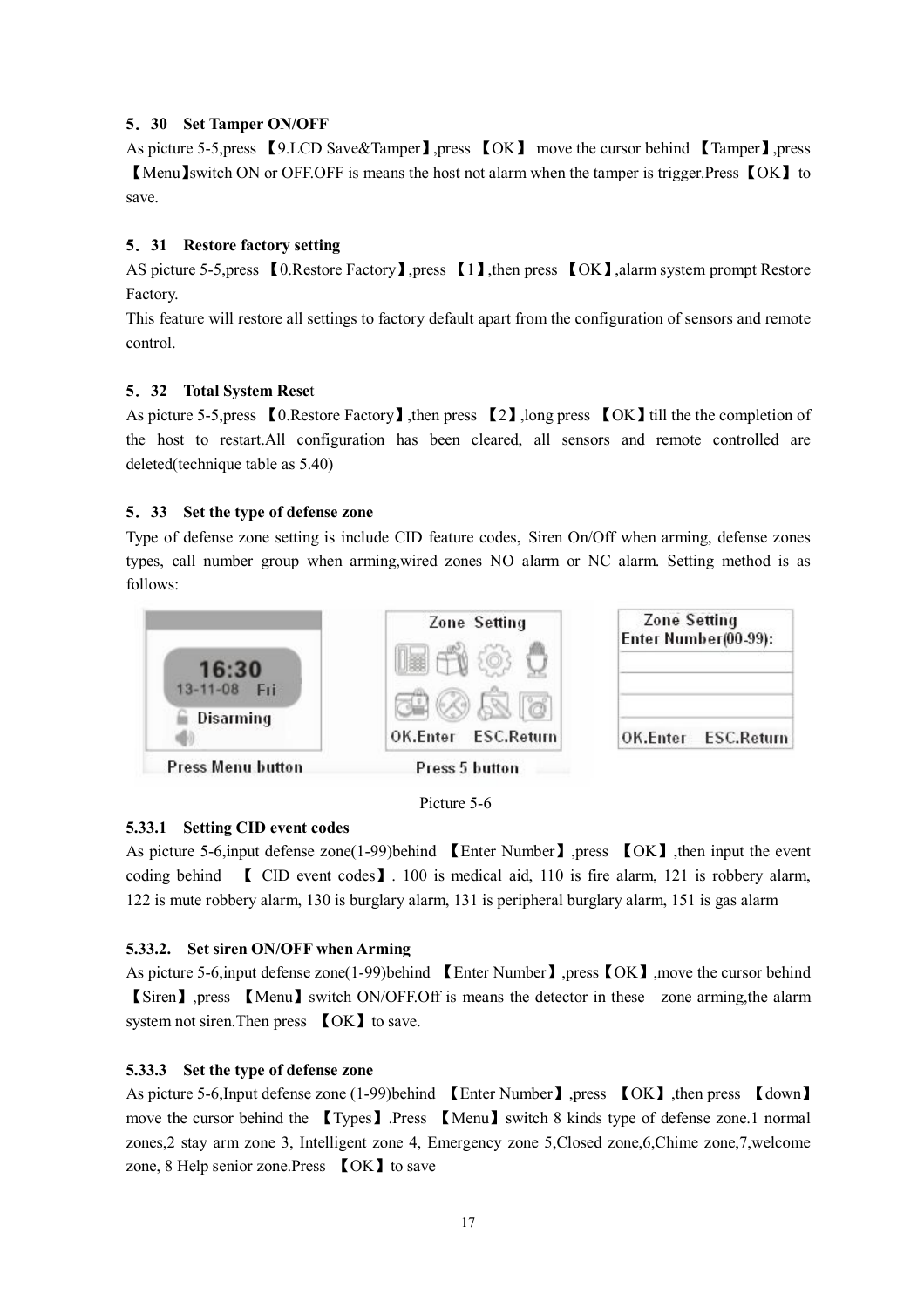### 5．30 Set Tamper ON/OFF

As picture 5-5,press 【9.LCD Save&Tamper】,press 【OK】 move the cursor behind 【Tamper】,press 【Menu】switch ON or OFF.OFF is means the host not alarm when the tamper is trigger.Press【OK】to save.

### 5．31 Restore factory setting

AS picture 5-5,press 【0.Restore Factory】,press 【1】,then press 【OK】,alarm system prompt Restore Factory.

This feature will restore all settings to factory default apart from the configuration of sensors and remote control.

### 5．32 Total System Reset

As picture 5-5,press 【0.Restore Factory】,then press 【2】,long press 【OK】till the the completion of the host to restart.All configuration has been cleared, all sensors and remote controlled are deleted(technique table as 5.40)

### 5．33 Set the type of defense zone

Type of defense zone setting is include CID feature codes, Siren On/Off when arming, defense zones types, call number group when arming,wired zones NO alarm or NC alarm. Setting method is as follows:

16:30
13-11-08 Fri
Disarming
Press Menu button

Zone Setting
OK.Enter ESC.Return
Press 5 button

Zone Setting
Enter Number(00-99):
OK.Enter ESC.Return

Picture 5-6

#### 5.33.1 Setting CID event codes

As picture 5-6,input defense zone(1-99)behind 【Enter Number】,press 【OK】,then input the event coding behind 【 CID event codes】. 100 is medical aid, 110 is fire alarm, 121 is robbery alarm, 122 is mute robbery alarm, 130 is burglary alarm, 131 is peripheral burglary alarm, 151 is gas alarm

#### 5.33.2. Set siren ON/OFF when Arming

As picture 5-6,input defense zone(1-99)behind 【Enter Number】,press【OK】,move the cursor behind 【Siren】,press 【Menu】switch ON/OFF.Off is means the detector in these zone arming,the alarm system not siren.Then press 【OK】to save.

#### 5.33.3 Set the type of defense zone

As picture 5-6,Input defense zone (1-99)behind 【Enter Number】,press 【OK】,then press 【down】 move the cursor behind the 【Types】.Press 【Menu】switch 8 kinds type of defense zone.1 normal zones,2 stay arm zone 3, Intelligent zone 4, Emergency zone 5,Closed zone,6,Chime zone,7,welcome zone, 8 Help senior zone.Press 【OK】to save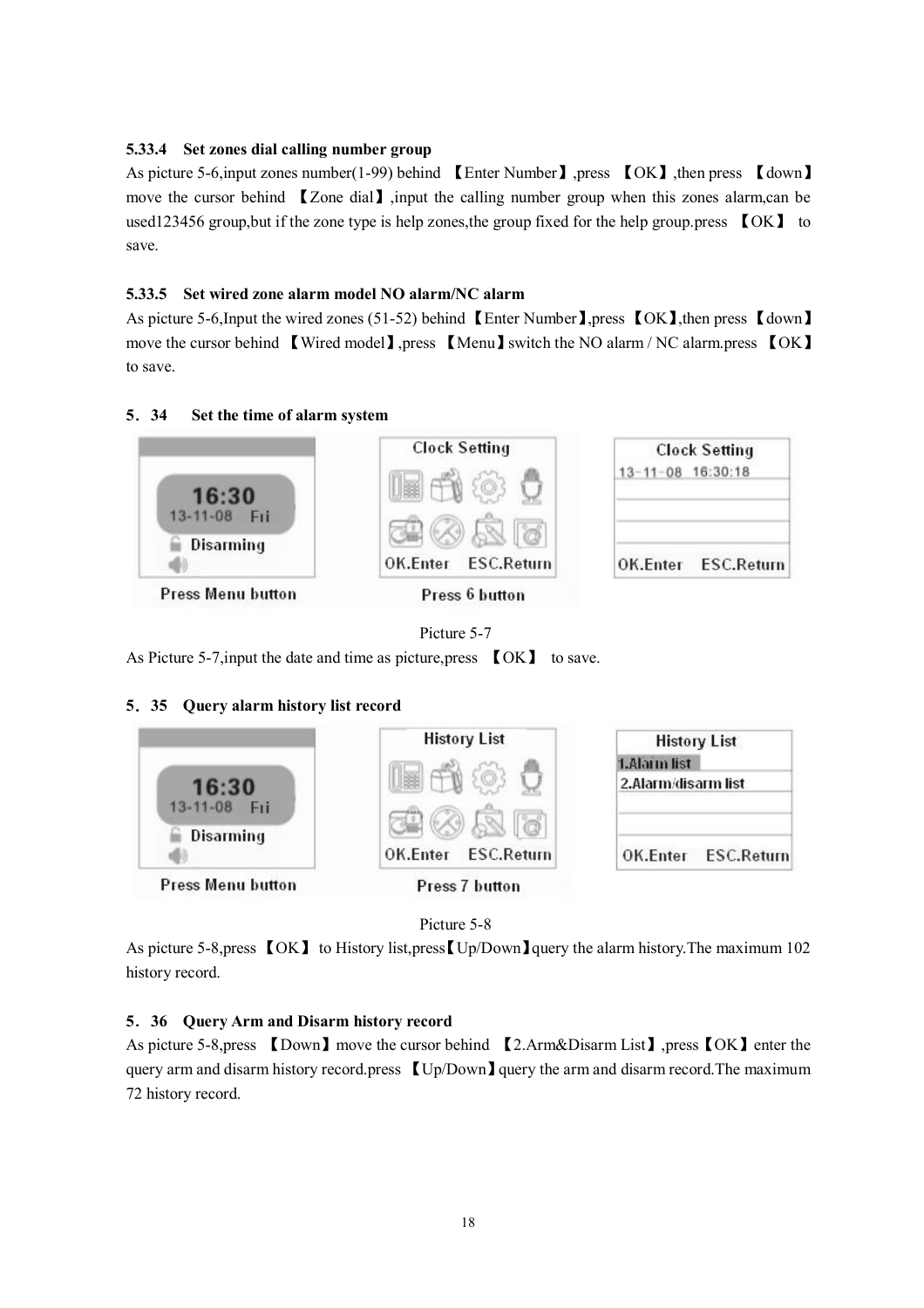### 5.33.4 Set zones dial calling number group

As picture 5-6,input zones number(1-99) behind 【Enter Number】,press 【OK】,then press 【down】 move the cursor behind 【Zone dial】,input the calling number group when this zones alarm,can be used123456 group,but if the zone type is help zones,the group fixed for the help group.press 【OK】 to save.

### 5.33.5 Set wired zone alarm model NO alarm/NC alarm

As picture 5-6,Input the wired zones (51-52) behind【Enter Number】,press【OK】,then press【down】 move the cursor behind 【Wired model】,press 【Menu】switch the NO alarm / NC alarm.press 【OK】 to save.

## 5．34 Set the time of alarm system

Press Menu button　　Press 6 button

Picture 5-7

As Picture 5-7,input the date and time as picture,press 【OK】 to save.

## 5．35 Query alarm history list record

Press Menu button　　Press 7 button

Picture 5-8

As picture 5-8,press【OK】 to History list,press【Up/Down】query the alarm history.The maximum 102 history record.

## 5．36 Query Arm and Disarm history record

As picture 5-8,press 【Down】move the cursor behind 【2.Arm&Disarm List】,press【OK】enter the query arm and disarm history record.press 【Up/Down】query the arm and disarm record.The maximum 72 history record.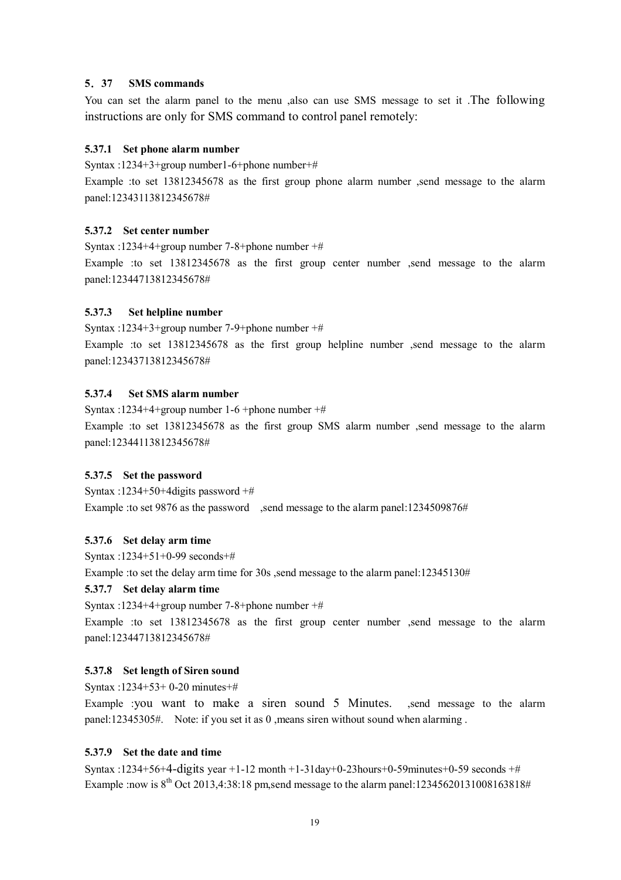### 5．37 SMS commands

You can set the alarm panel to the menu ,also can use SMS message to set it .The following instructions are only for SMS command to control panel remotely:

#### 5.37.1 Set phone alarm number

Syntax :1234+3+group number1-6+phone number+#

Example :to set 13812345678 as the first group phone alarm number ,send message to the alarm panel:12343113812345678#

#### 5.37.2 Set center number

Syntax :1234+4+group number 7-8+phone number +#

Example :to set 13812345678 as the first group center number ,send message to the alarm panel:12344713812345678#

#### 5.37.3 Set helpline number

Syntax :1234+3+group number 7-9+phone number +#

Example :to set 13812345678 as the first group helpline number ,send message to the alarm panel:12343713812345678#

#### 5.37.4 Set SMS alarm number

Syntax :1234+4+group number 1-6 +phone number +#

Example :to set 13812345678 as the first group SMS alarm number ,send message to the alarm panel:12344113812345678#

#### 5.37.5 Set the password

Syntax :1234+50+4digits password +#

Example :to set 9876 as the password ,send message to the alarm panel:1234509876#

#### 5.37.6 Set delay arm time

Syntax :1234+51+0-99 seconds+#

Example :to set the delay arm time for 30s ,send message to the alarm panel:12345130#

#### 5.37.7 Set delay alarm time

Syntax :1234+4+group number 7-8+phone number +#

Example :to set 13812345678 as the first group center number ,send message to the alarm panel:12344713812345678#

#### 5.37.8 Set length of Siren sound

Syntax :1234+53+ 0-20 minutes+#

Example :you want to make a siren sound 5 Minutes. ,send message to the alarm panel:12345305#. Note: if you set it as 0 ,means siren without sound when alarming .

#### 5.37.9 Set the date and time

Syntax :1234+56+4-digits year +1-12 month +1-31day+0-23hours+0-59minutes+0-59 seconds +#

Example :now is 8th Oct 2013,4:38:18 pm,send message to the alarm panel:12345620131008163818#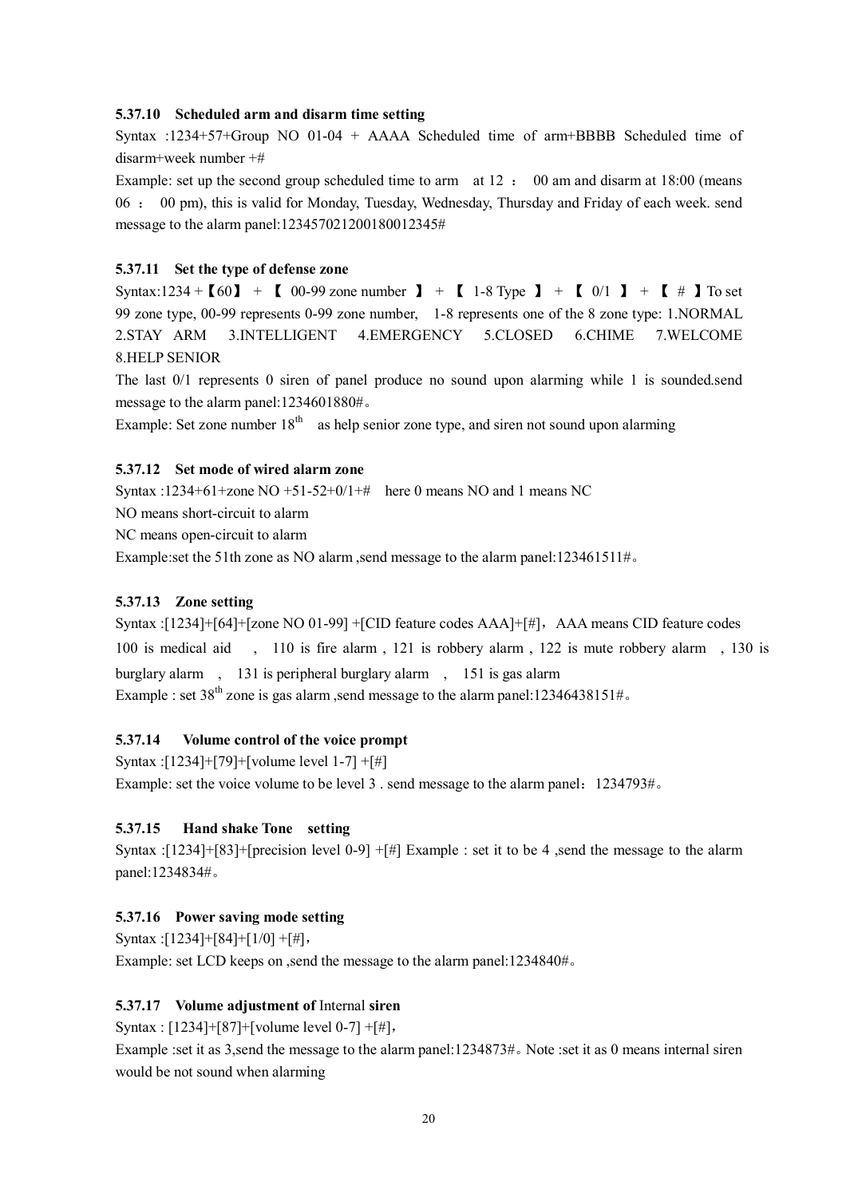#### 5.37.10 Scheduled arm and disarm time setting

Syntax :1234+57+Group NO 01-04 + AAAA Scheduled time of arm+BBBB Scheduled time of disarm+week number +#

Example: set up the second group scheduled time to arm at 12 ： 00 am and disarm at 18:00 (means 06 ： 00 pm), this is valid for Monday, Tuesday, Wednesday, Thursday and Friday of each week. send message to the alarm panel:123457021200180012345#

#### 5.37.11 Set the type of defense zone

Syntax:1234 +【60】 + 【 00-99 zone number 】 + 【 1-8 Type 】 + 【 0/1 】 + 【 # 】To set 99 zone type, 00-99 represents 0-99 zone number, 1-8 represents one of the 8 zone type: 1.NORMAL 2.STAY ARM 3.INTELLIGENT 4.EMERGENCY 5.CLOSED 6.CHIME 7.WELCOME 8.HELP SENIOR

The last 0/1 represents 0 siren of panel produce no sound upon alarming while 1 is sounded.send message to the alarm panel:1234601880#。

Example: Set zone number 18th as help senior zone type, and siren not sound upon alarming

#### 5.37.12 Set mode of wired alarm zone

Syntax :1234+61+zone NO +51-52+0/1+# here 0 means NO and 1 means NC

NO means short-circuit to alarm

NC means open-circuit to alarm

Example:set the 51th zone as NO alarm ,send message to the alarm panel:123461511#。

#### 5.37.13 Zone setting

Syntax :[1234]+[64]+[zone NO 01-99] +[CID feature codes AAA]+[#]，AAA means CID feature codes 100 is medical aid , 110 is fire alarm , 121 is robbery alarm , 122 is mute robbery alarm , 130 is burglary alarm , 131 is peripheral burglary alarm , 151 is gas alarm

Example : set 38th zone is gas alarm ,send message to the alarm panel:12346438151#。

#### 5.37.14 Volume control of the voice prompt

Syntax :[1234]+[79]+[volume level 1-7] +[#]

Example: set the voice volume to be level 3 . send message to the alarm panel：1234793#。

#### 5.37.15 Hand shake Tone setting

Syntax :[1234]+[83]+[precision level 0-9] +[#] Example : set it to be 4 ,send the message to the alarm panel:1234834#。

#### 5.37.16 Power saving mode setting

Syntax :[1234]+[84]+[1/0] +[#]，

Example: set LCD keeps on ,send the message to the alarm panel:1234840#。

#### 5.37.17 Volume adjustment of Internal siren

Syntax : [1234]+[87]+[volume level 0-7] +[#]，

Example :set it as 3,send the message to the alarm panel:1234873#。Note :set it as 0 means internal siren would be not sound when alarming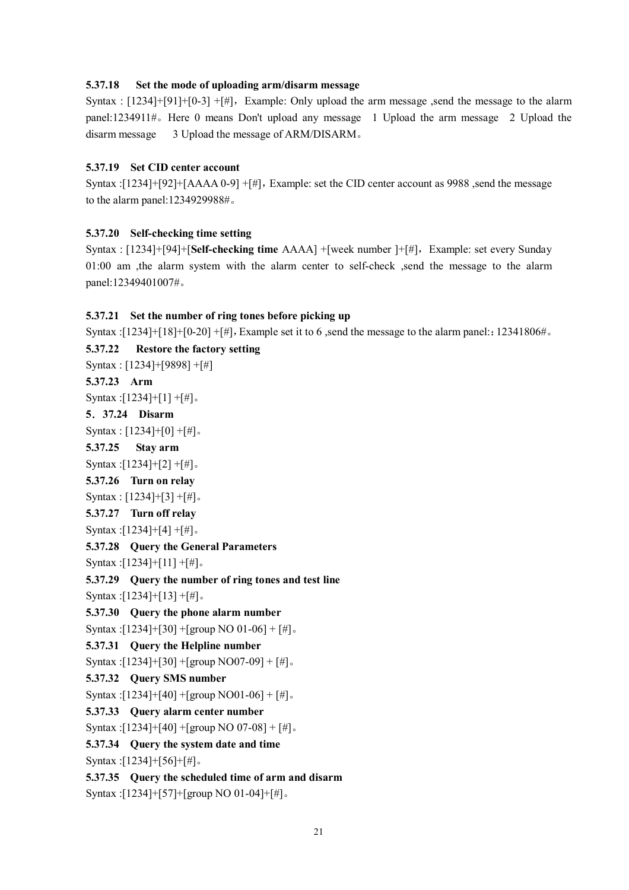#### 5.37.18 Set the mode of uploading arm/disarm message

Syntax : [1234]+[91]+[0-3] +[#]，Example: Only upload the arm message ,send the message to the alarm panel:1234911#。Here 0 means Don't upload any message 1 Upload the arm message 2 Upload the disarm message 3 Upload the message of ARM/DISARM。

#### 5.37.19 Set CID center account

Syntax :[1234]+[92]+[AAAA 0-9] +[#]，Example: set the CID center account as 9988 ,send the message to the alarm panel:1234929988#。

#### 5.37.20 Self-checking time setting

Syntax : [1234]+[94]+[**Self-checking time** AAAA] +[week number ]+[#]，Example: set every Sunday 01:00 am ,the alarm system with the alarm center to self-check ,send the message to the alarm panel:12349401007#。

#### 5.37.21 Set the number of ring tones before picking up

Syntax :[1234]+[18]+[0-20] +[#]，Example set it to 6 ,send the message to the alarm panel:：12341806#。

#### 5.37.22 Restore the factory setting

Syntax : [1234]+[9898] +[#]

#### 5.37.23 Arm

Syntax :[1234]+[1] +[#]。

#### 5．37.24 Disarm

Syntax : [1234]+[0] +[#]。

#### 5.37.25 Stay arm

Syntax :[1234]+[2] +[#]。

#### 5.37.26 Turn on relay

Syntax : [1234]+[3] +[#]。

#### 5.37.27 Turn off relay

Syntax :[1234]+[4] +[#]。

#### 5.37.28 Query the General Parameters

Syntax :[1234]+[11] +[#]。

#### 5.37.29 Query the number of ring tones and test line

Syntax :[1234]+[13] +[#]。

#### 5.37.30 Query the phone alarm number

Syntax :[1234]+[30] +[group NO 01-06] + [#]。

#### 5.37.31 Query the Helpline number

Syntax :[1234]+[30] +[group NO07-09] + [#]。

#### 5.37.32 Query SMS number

Syntax :[1234]+[40] +[group NO01-06] + [#]。

#### 5.37.33 Query alarm center number

Syntax :[1234]+[40] +[group NO 07-08] + [#]。

#### 5.37.34 Query the system date and time

Syntax :[1234]+[56]+[#]。

#### 5.37.35 Query the scheduled time of arm and disarm

Syntax :[1234]+[57]+[group NO 01-04]+[#]。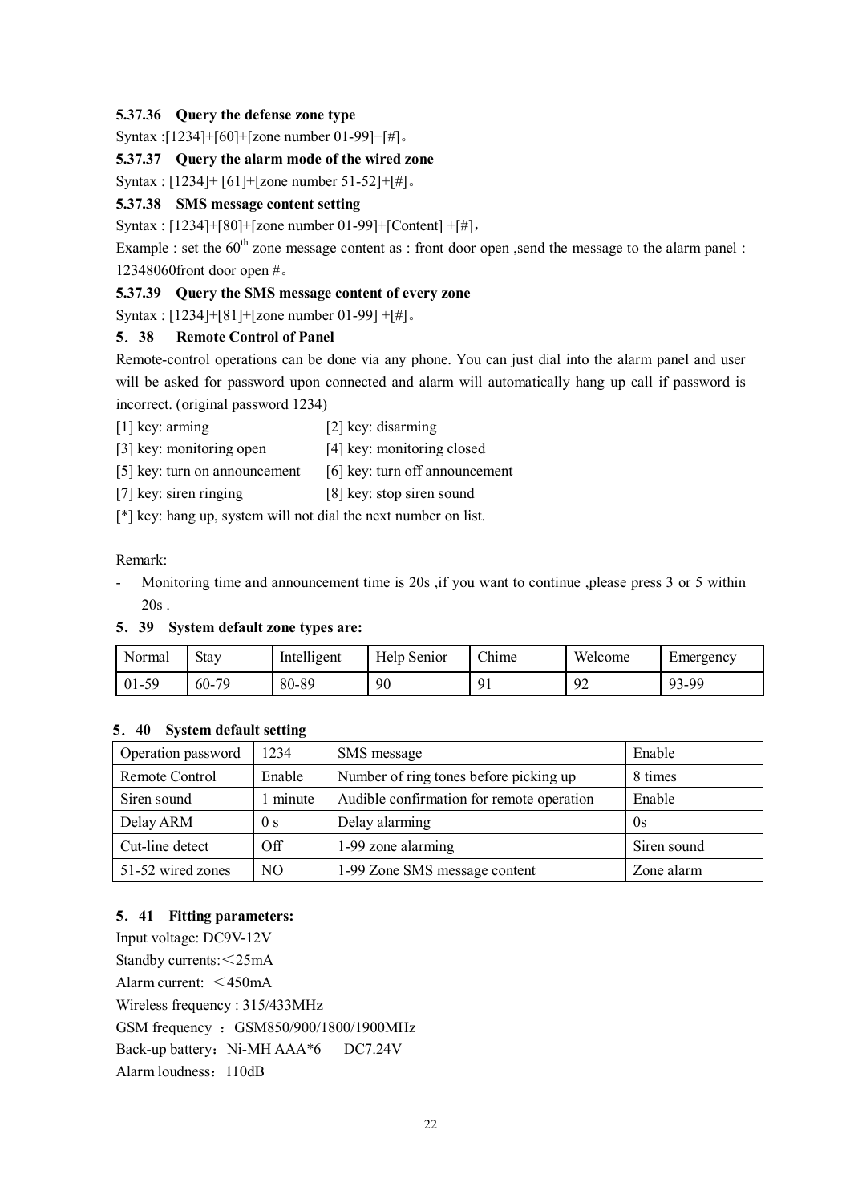#### 5.37.36 Query the defense zone type

Syntax :[1234]+[60]+[zone number 01-99]+[#]。

#### 5.37.37 Query the alarm mode of the wired zone

Syntax : [1234]+ [61]+[zone number 51-52]+[#]。

#### 5.37.38 SMS message content setting

Syntax : [1234]+[80]+[zone number 01-99]+[Content] +[#],

Example : set the 60th zone message content as : front door open ,send the message to the alarm panel : 12348060front door open #。

#### 5.37.39 Query the SMS message content of every zone

Syntax : [1234]+[81]+[zone number 01-99] +[#]。

### 5．38 Remote Control of Panel

Remote-control operations can be done via any phone. You can just dial into the alarm panel and user will be asked for password upon connected and alarm will automatically hang up call if password is incorrect. (original password 1234)

[1] key: arming [2] key: disarming

[3] key: monitoring open [4] key: monitoring closed

[5] key: turn on announcement [6] key: turn off announcement

[7] key: siren ringing [8] key: stop siren sound

[*] key: hang up, system will not dial the next number on list.

Remark:

- Monitoring time and announcement time is 20s ,if you want to continue ,please press 3 or 5 within 20s .

### 5．39 System default zone types are:

| Normal | Stay | Intelligent | Help Senior | Chime | Welcome | Emergency |
|---|---|---|---|---|---|---|
| 01-59 | 60-79 | 80-89 | 90 | 91 | 92 | 93-99 |

### 5．40 System default setting

| Operation password | 1234 | SMS message | Enable |
|---|---|---|---|
| Remote Control | Enable | Number of ring tones before picking up | 8 times |
| Siren sound | 1 minute | Audible confirmation for remote operation | Enable |
| Delay ARM | 0 s | Delay alarming | 0s |
| Cut-line detect | Off | 1-99 zone alarming | Siren sound |
| 51-52 wired zones | NO | 1-99 Zone SMS message content | Zone alarm |

### 5．41 Fitting parameters:

Input voltage: DC9V-12V

Standby currents:＜25mA

Alarm current: ＜450mA

Wireless frequency : 315/433MHz

GSM frequency ：GSM850/900/1800/1900MHz

Back-up battery：Ni-MH AAA*6 DC7.24V

Alarm loudness：110dB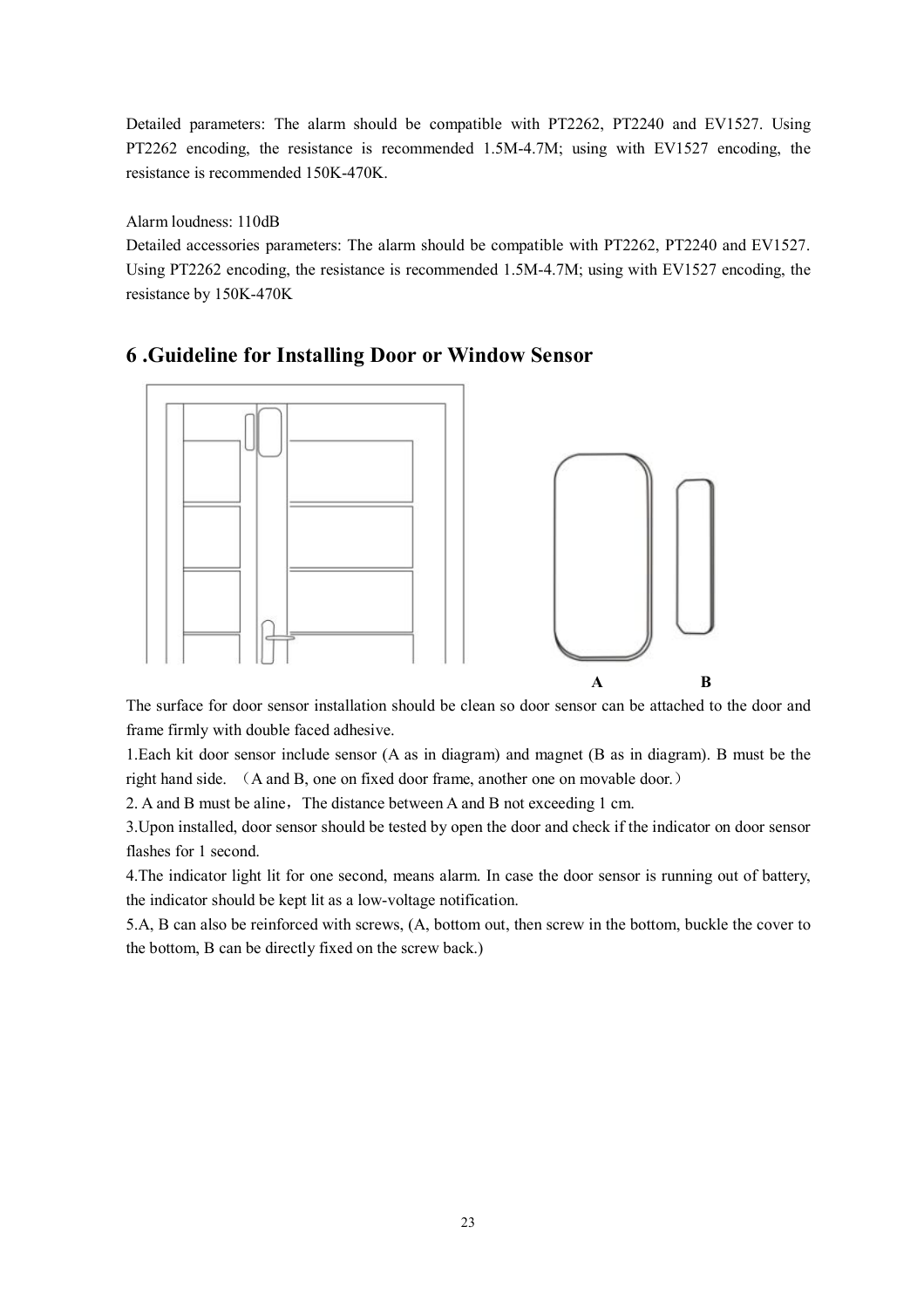Detailed parameters: The alarm should be compatible with PT2262, PT2240 and EV1527. Using PT2262 encoding, the resistance is recommended 1.5M-4.7M; using with EV1527 encoding, the resistance is recommended 150K-470K.

Alarm loudness: 110dB

Detailed accessories parameters: The alarm should be compatible with PT2262, PT2240 and EV1527. Using PT2262 encoding, the resistance is recommended 1.5M-4.7M; using with EV1527 encoding, the resistance by 150K-470K

## 6 .Guideline for Installing Door or Window Sensor

A B

The surface for door sensor installation should be clean so door sensor can be attached to the door and frame firmly with double faced adhesive.

1.Each kit door sensor include sensor (A as in diagram) and magnet (B as in diagram). B must be the right hand side. （A and B, one on fixed door frame, another one on movable door.）

2. A and B must be aline，The distance between A and B not exceeding 1 cm.

3.Upon installed, door sensor should be tested by open the door and check if the indicator on door sensor flashes for 1 second.

4.The indicator light lit for one second, means alarm. In case the door sensor is running out of battery, the indicator should be kept lit as a low-voltage notification.

5.A, B can also be reinforced with screws, (A, bottom out, then screw in the bottom, buckle the cover to the bottom, B can be directly fixed on the screw back.)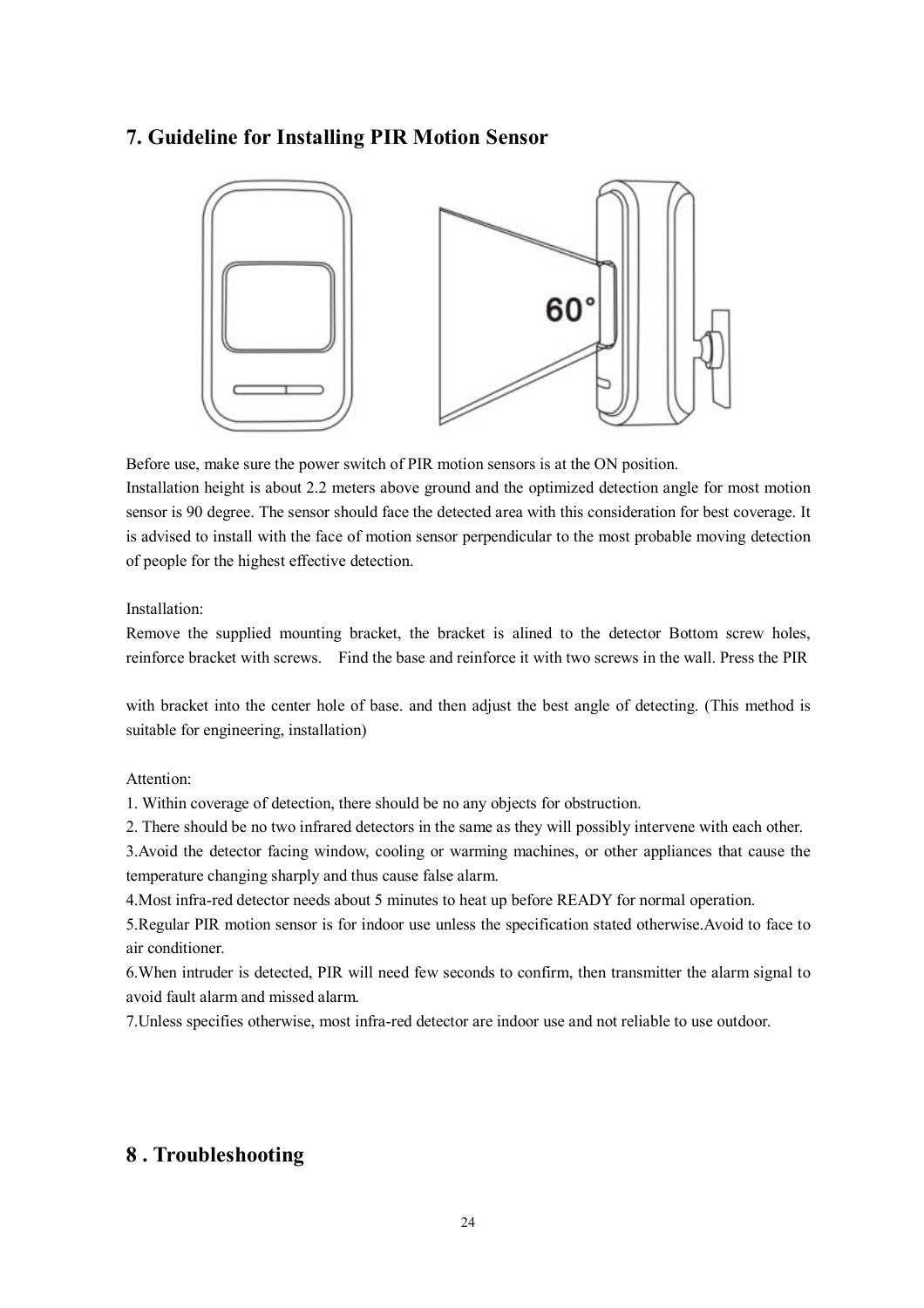## 7. Guideline for Installing PIR Motion Sensor

Before use, make sure the power switch of PIR motion sensors is at the ON position.
Installation height is about 2.2 meters above ground and the optimized detection angle for most motion sensor is 90 degree. The sensor should face the detected area with this consideration for best coverage. It is advised to install with the face of motion sensor perpendicular to the most probable moving detection of people for the highest effective detection.

Installation:
Remove the supplied mounting bracket, the bracket is alined to the detector Bottom screw holes, reinforce bracket with screws. Find the base and reinforce it with two screws in the wall. Press the PIR

with bracket into the center hole of base. and then adjust the best angle of detecting. (This method is suitable for engineering, installation)

Attention:
1. Within coverage of detection, there should be no any objects for obstruction.
2. There should be no two infrared detectors in the same as they will possibly intervene with each other.
3.Avoid the detector facing window, cooling or warming machines, or other appliances that cause the temperature changing sharply and thus cause false alarm.
4.Most infra-red detector needs about 5 minutes to heat up before READY for normal operation.
5.Regular PIR motion sensor is for indoor use unless the specification stated otherwise.Avoid to face to air conditioner.
6.When intruder is detected, PIR will need few seconds to confirm, then transmitter the alarm signal to avoid fault alarm and missed alarm.
7.Unless specifies otherwise, most infra-red detector are indoor use and not reliable to use outdoor.

## 8 . Troubleshooting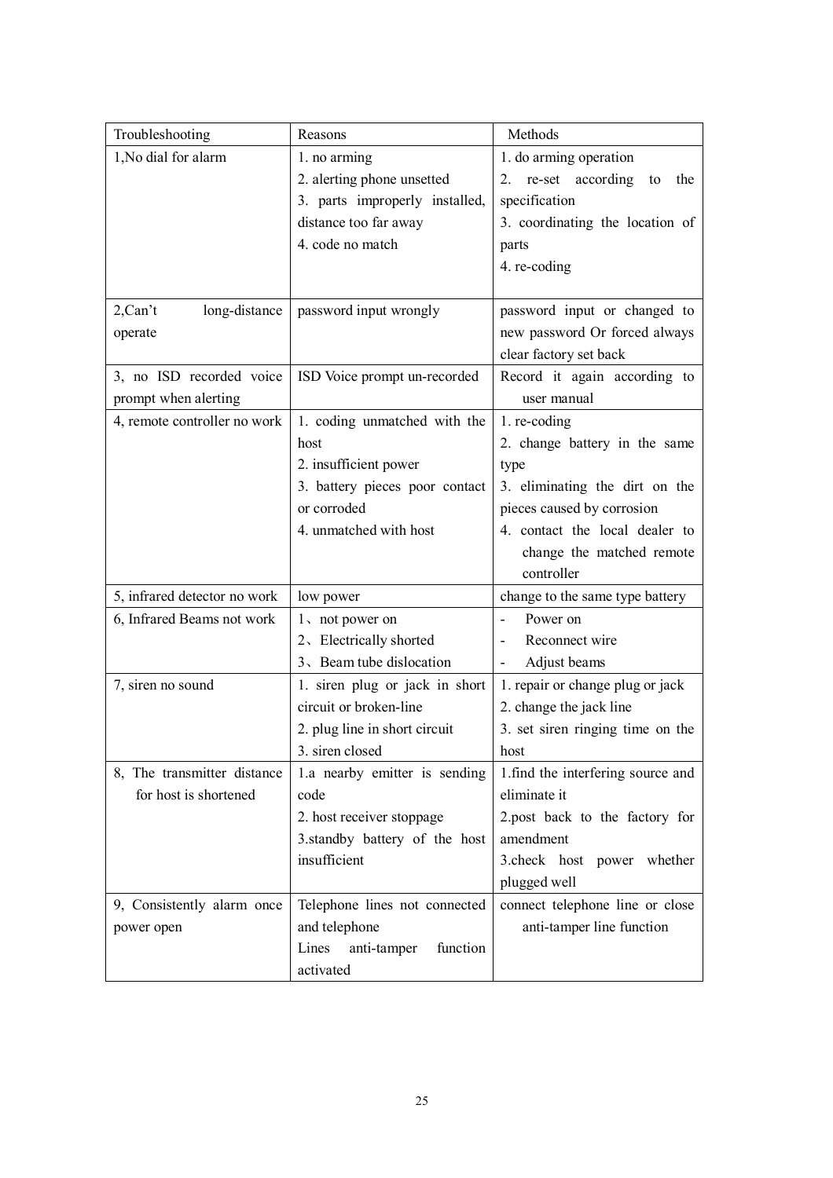| Troubleshooting | Reasons | Methods |
|---|---|---|
| 1,No dial for alarm | 1. no arming<br>2. alerting phone unsetted<br>3. parts improperly installed, distance too far away<br>4. code no match | 1. do arming operation<br>2. re-set according to the specification<br>3. coordinating the location of parts<br>4. re-coding |
| 2,Can't long-distance operate | password input wrongly | password input or changed to new password Or forced always clear factory set back |
| 3, no ISD recorded voice prompt when alerting | ISD Voice prompt un-recorded | Record it again according to user manual |
| 4, remote controller no work | 1. coding unmatched with the host<br>2. insufficient power<br>3. battery pieces poor contact or corroded<br>4. unmatched with host | 1. re-coding<br>2. change battery in the same type<br>3. eliminating the dirt on the pieces caused by corrosion<br>4. contact the local dealer to change the matched remote controller |
| 5, infrared detector no work | low power | change to the same type battery |
| 6, Infrared Beams not work | 1、not power on<br>2、Electrically shorted<br>3、Beam tube dislocation | - Power on<br>- Reconnect wire<br>- Adjust beams |
| 7, siren no sound | 1. siren plug or jack in short circuit or broken-line<br>2. plug line in short circuit<br>3. siren closed | 1. repair or change plug or jack<br>2. change the jack line<br>3. set siren ringing time on the host |
| 8, The transmitter distance for host is shortened | 1.a nearby emitter is sending code<br>2. host receiver stoppage<br>3.standby battery of the host insufficient | 1.find the interfering source and eliminate it<br>2.post back to the factory for amendment<br>3.check host power whether plugged well |
| 9, Consistently alarm once power open | Telephone lines not connected and telephone Lines anti-tamper function activated | connect telephone line or close anti-tamper line function |